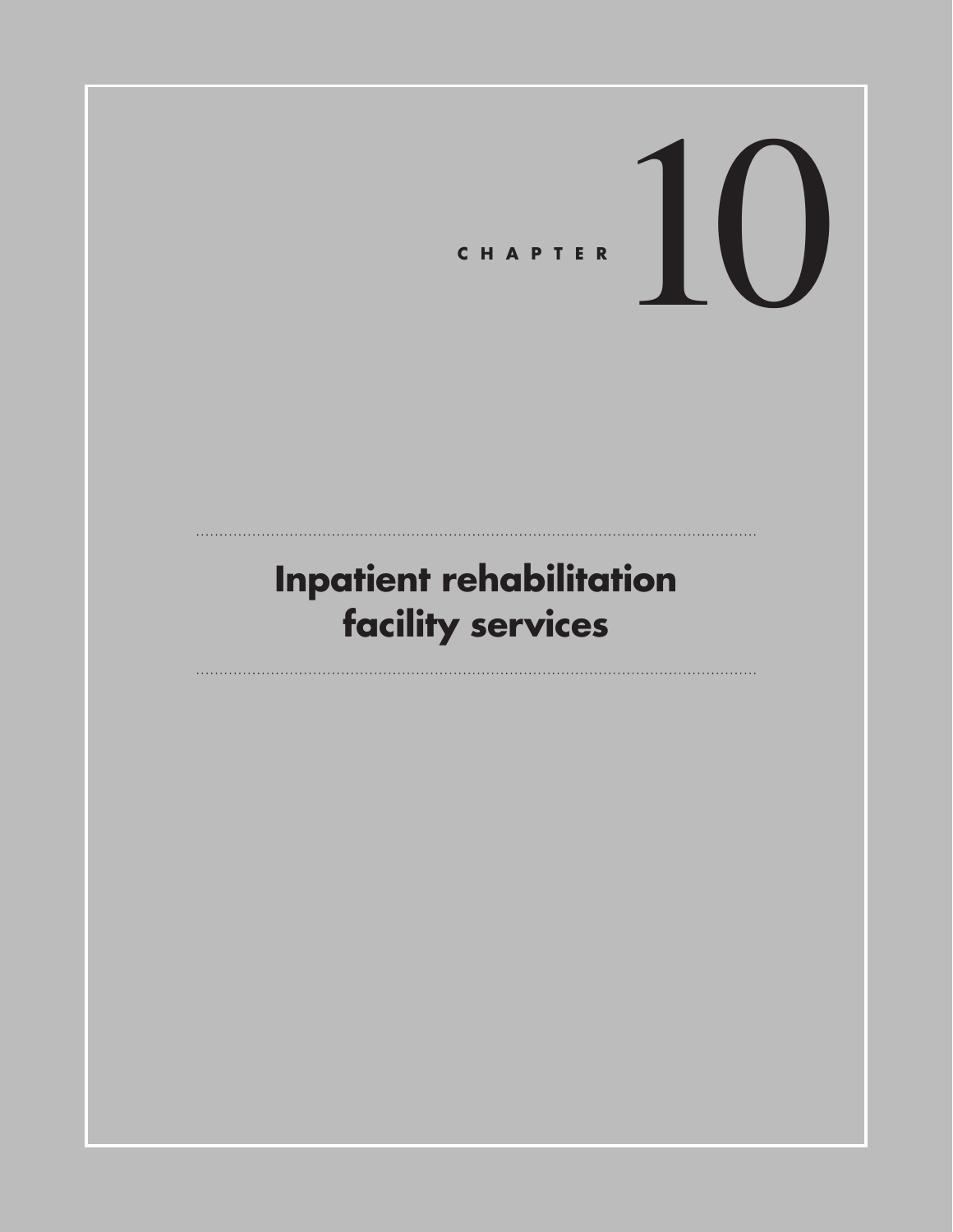# CHAPTER 10

## Inpatient rehabilitation facility services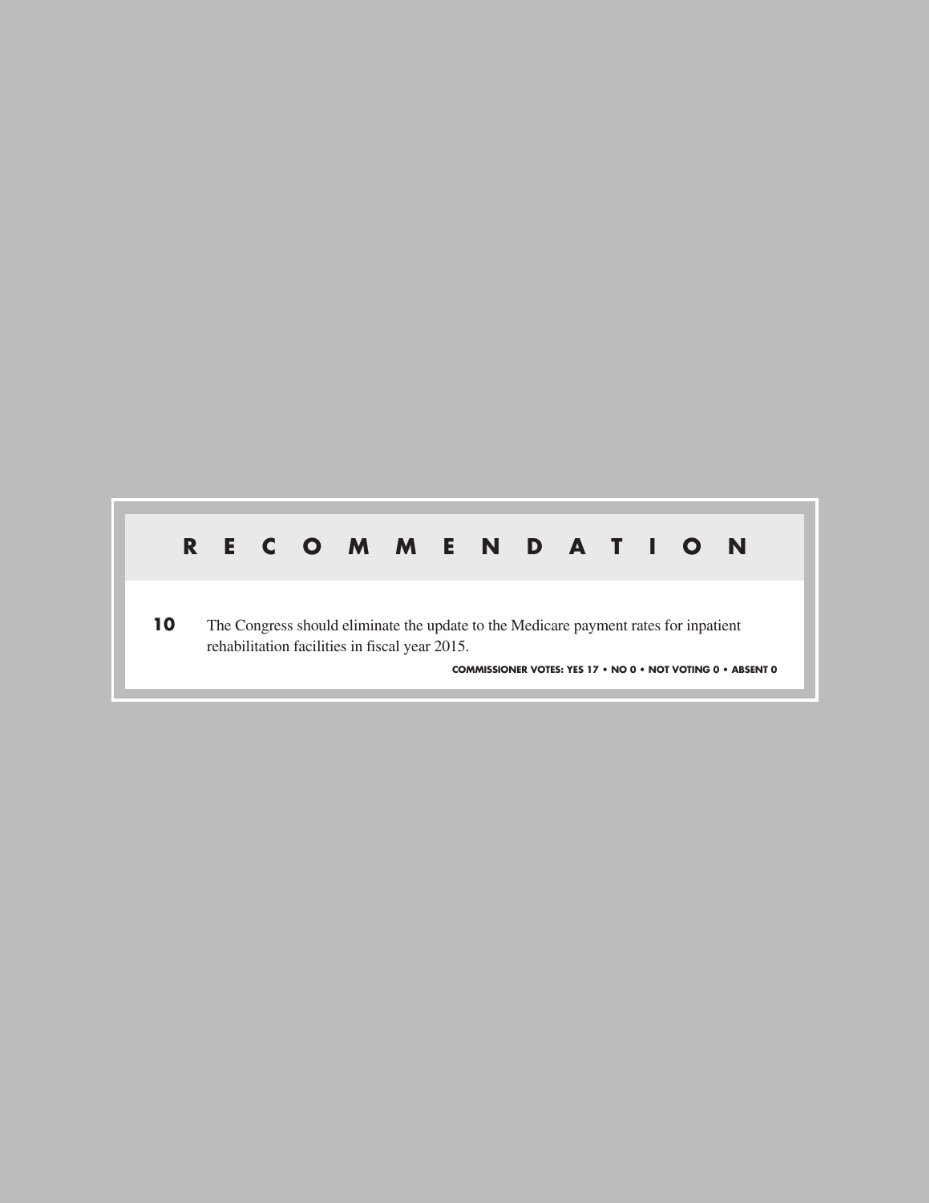## R E C O M M E N D A T I O N

**10** The Congress should eliminate the update to the Medicare payment rates for inpatient rehabilitation facilities in fiscal year 2015.

**COMMISSIONER VOTES: YES 17 • NO 0 • NOT VOTING 0 • ABSENT 0**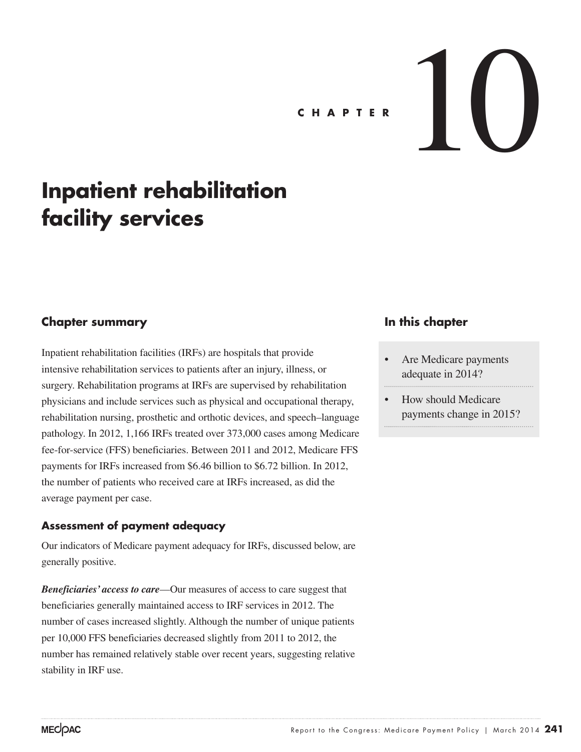CHAPTER 10

# Inpatient rehabilitation facility services

## Chapter summary

Inpatient rehabilitation facilities (IRFs) are hospitals that provide intensive rehabilitation services to patients after an injury, illness, or surgery. Rehabilitation programs at IRFs are supervised by rehabilitation physicians and include services such as physical and occupational therapy, rehabilitation nursing, prosthetic and orthotic devices, and speech–language pathology. In 2012, 1,166 IRFs treated over 373,000 cases among Medicare fee-for-service (FFS) beneficiaries. Between 2011 and 2012, Medicare FFS payments for IRFs increased from $6.46 billion to $6.72 billion. In 2012, the number of patients who received care at IRFs increased, as did the average payment per case.

### Assessment of payment adequacy

Our indicators of Medicare payment adequacy for IRFs, discussed below, are generally positive.

***Beneficiaries' access to care***—Our measures of access to care suggest that beneficiaries generally maintained access to IRF services in 2012. The number of cases increased slightly. Although the number of unique patients per 10,000 FFS beneficiaries decreased slightly from 2011 to 2012, the number has remained relatively stable over recent years, suggesting relative stability in IRF use.

## In this chapter

- Are Medicare payments adequate in 2014?
- How should Medicare payments change in 2015?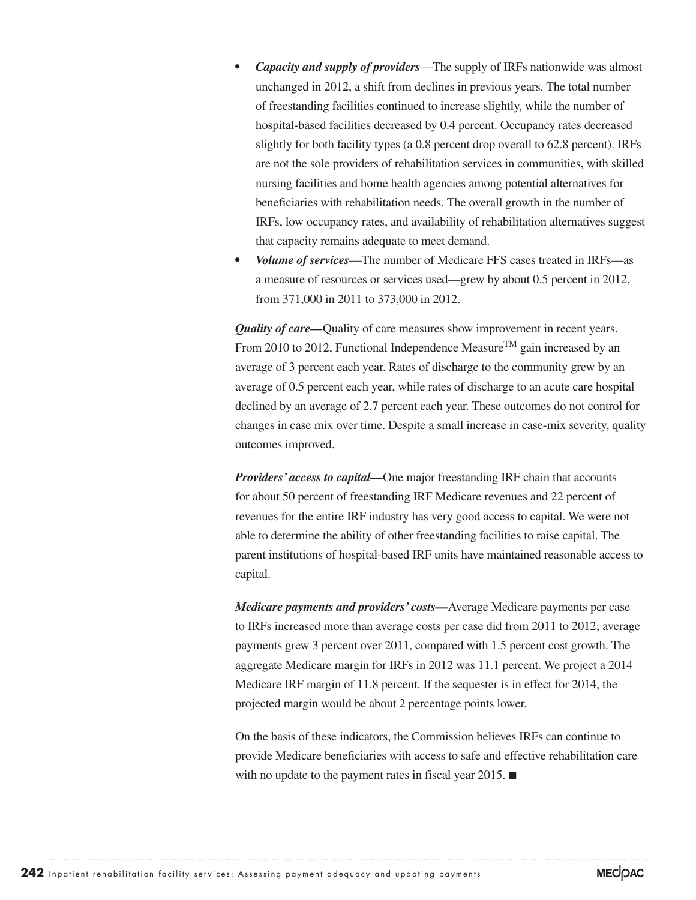- ***Capacity and supply of providers***—The supply of IRFs nationwide was almost unchanged in 2012, a shift from declines in previous years. The total number of freestanding facilities continued to increase slightly, while the number of hospital-based facilities decreased by 0.4 percent. Occupancy rates decreased slightly for both facility types (a 0.8 percent drop overall to 62.8 percent). IRFs are not the sole providers of rehabilitation services in communities, with skilled nursing facilities and home health agencies among potential alternatives for beneficiaries with rehabilitation needs. The overall growth in the number of IRFs, low occupancy rates, and availability of rehabilitation alternatives suggest that capacity remains adequate to meet demand.
- ***Volume of services***—The number of Medicare FFS cases treated in IRFs—as a measure of resources or services used—grew by about 0.5 percent in 2012, from 371,000 in 2011 to 373,000 in 2012.

***Quality of care—***Quality of care measures show improvement in recent years. From 2010 to 2012, Functional Independence Measure$^{TM}$ gain increased by an average of 3 percent each year. Rates of discharge to the community grew by an average of 0.5 percent each year, while rates of discharge to an acute care hospital declined by an average of 2.7 percent each year. These outcomes do not control for changes in case mix over time. Despite a small increase in case-mix severity, quality outcomes improved.

***Providers' access to capital—***One major freestanding IRF chain that accounts for about 50 percent of freestanding IRF Medicare revenues and 22 percent of revenues for the entire IRF industry has very good access to capital. We were not able to determine the ability of other freestanding facilities to raise capital. The parent institutions of hospital-based IRF units have maintained reasonable access to capital.

***Medicare payments and providers' costs—***Average Medicare payments per case to IRFs increased more than average costs per case did from 2011 to 2012; average payments grew 3 percent over 2011, compared with 1.5 percent cost growth. The aggregate Medicare margin for IRFs in 2012 was 11.1 percent. We project a 2014 Medicare IRF margin of 11.8 percent. If the sequester is in effect for 2014, the projected margin would be about 2 percentage points lower.

On the basis of these indicators, the Commission believes IRFs can continue to provide Medicare beneficiaries with access to safe and effective rehabilitation care with no update to the payment rates in fiscal year 2015. ■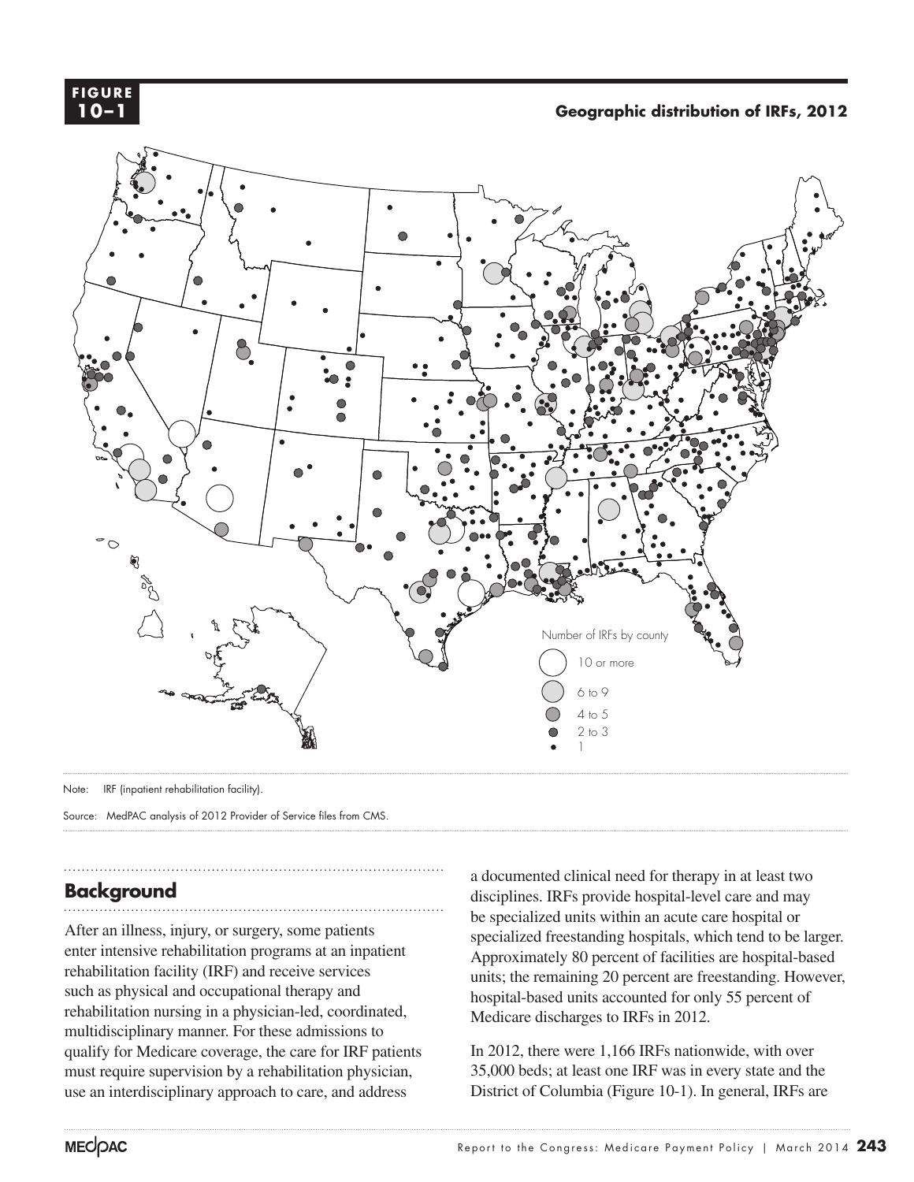**FIGURE 10–1**

**Geographic distribution of IRFs, 2012**

Number of IRFs by county

- 10 or more
- 6 to 9
- 4 to 5
- 2 to 3
- 1

Note: IRF (inpatient rehabilitation facility).

Source: MedPAC analysis of 2012 Provider of Service files from CMS.

## Background

After an illness, injury, or surgery, some patients enter intensive rehabilitation programs at an inpatient rehabilitation facility (IRF) and receive services such as physical and occupational therapy and rehabilitation nursing in a physician-led, coordinated, multidisciplinary manner. For these admissions to qualify for Medicare coverage, the care for IRF patients must require supervision by a rehabilitation physician, use an interdisciplinary approach to care, and address a documented clinical need for therapy in at least two disciplines. IRFs provide hospital-level care and may be specialized units within an acute care hospital or specialized freestanding hospitals, which tend to be larger. Approximately 80 percent of facilities are hospital-based units; the remaining 20 percent are freestanding. However, hospital-based units accounted for only 55 percent of Medicare discharges to IRFs in 2012.

In 2012, there were 1,166 IRFs nationwide, with over 35,000 beds; at least one IRF was in every state and the District of Columbia (Figure 10-1). In general, IRFs are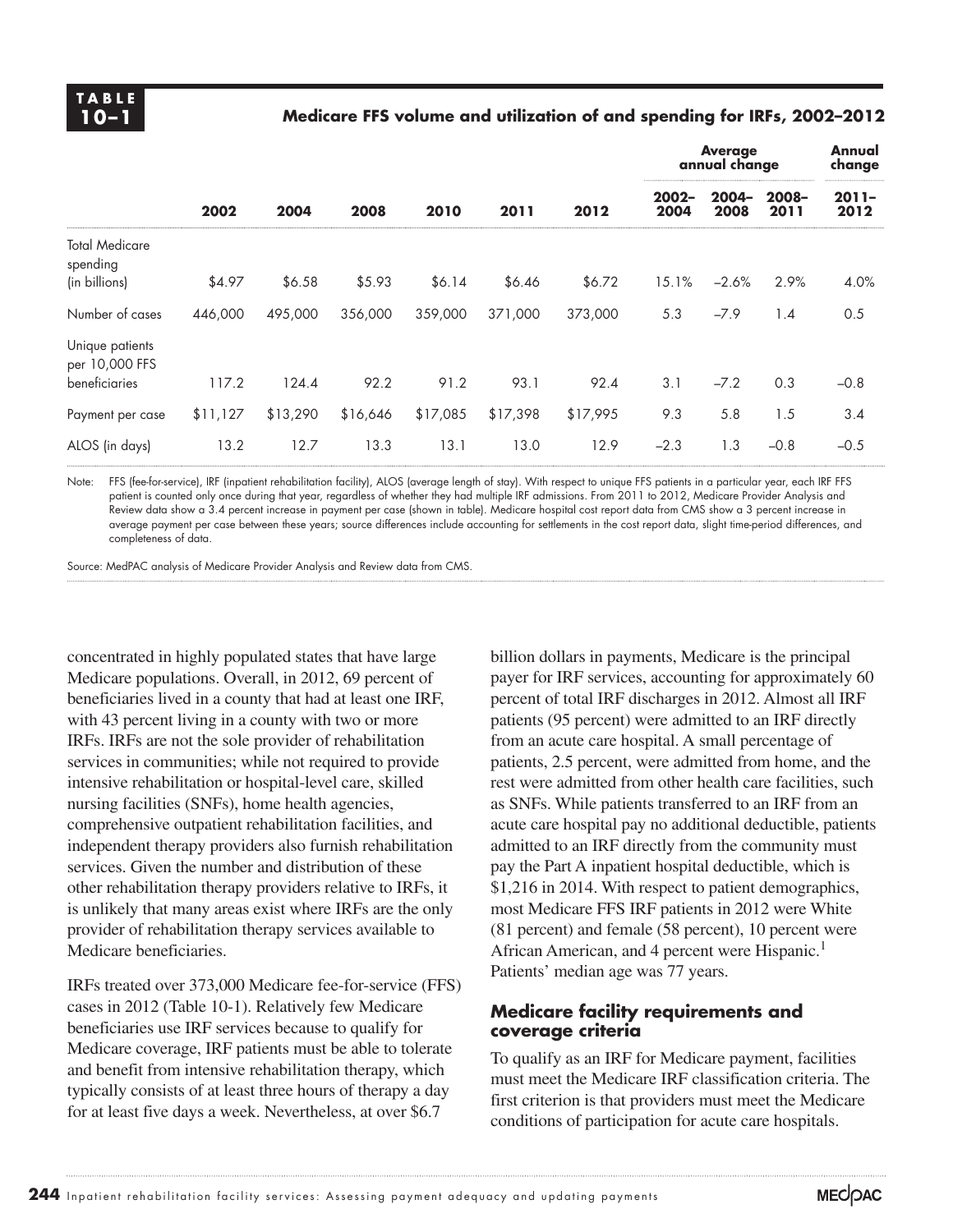**TABLE 10–1**

**Medicare FFS volume and utilization of and spending for IRFs, 2002–2012**

| | 2002 | 2004 | 2008 | 2010 | 2011 | 2012 | Average annual change 2002–2004 | Average annual change 2004–2008 | Average annual change 2008–2011 | Annual change 2011–2012 |
|---|---|---|---|---|---|---|---|---|---|---|
| Total Medicare spending (in billions) | $4.97 | $6.58 | $5.93 | $6.14 | $6.46 | $6.72 | 15.1% | –2.6% | 2.9% | 4.0% |
| Number of cases | 446,000 | 495,000 | 356,000 | 359,000 | 371,000 | 373,000 | 5.3 | –7.9 | 1.4 | 0.5 |
| Unique patients per 10,000 FFS beneficiaries | 117.2 | 124.4 | 92.2 | 91.2 | 93.1 | 92.4 | 3.1 | –7.2 | 0.3 | –0.8 |
| Payment per case | $11,127 | $13,290 | $16,646 | $17,085 | $17,398 | $17,995 | 9.3 | 5.8 | 1.5 | 3.4 |
| ALOS (in days) | 13.2 | 12.7 | 13.3 | 13.1 | 13.0 | 12.9 | –2.3 | 1.3 | –0.8 | –0.5 |

Note: FFS (fee-for-service), IRF (inpatient rehabilitation facility), ALOS (average length of stay). With respect to unique FFS patients in a particular year, each IRF FFS patient is counted only once during that year, regardless of whether they had multiple IRF admissions. From 2011 to 2012, Medicare Provider Analysis and Review data show a 3.4 percent increase in payment per case (shown in table). Medicare hospital cost report data from CMS show a 3 percent increase in average payment per case between these years; source differences include accounting for settlements in the cost report data, slight time-period differences, and completeness of data.

Source: MedPAC analysis of Medicare Provider Analysis and Review data from CMS.

concentrated in highly populated states that have large Medicare populations. Overall, in 2012, 69 percent of beneficiaries lived in a county that had at least one IRF, with 43 percent living in a county with two or more IRFs. IRFs are not the sole provider of rehabilitation services in communities; while not required to provide intensive rehabilitation or hospital-level care, skilled nursing facilities (SNFs), home health agencies, comprehensive outpatient rehabilitation facilities, and independent therapy providers also furnish rehabilitation services. Given the number and distribution of these other rehabilitation therapy providers relative to IRFs, it is unlikely that many areas exist where IRFs are the only provider of rehabilitation therapy services available to Medicare beneficiaries.

IRFs treated over 373,000 Medicare fee-for-service (FFS) cases in 2012 (Table 10-1). Relatively few Medicare beneficiaries use IRF services because to qualify for Medicare coverage, IRF patients must be able to tolerate and benefit from intensive rehabilitation therapy, which typically consists of at least three hours of therapy a day for at least five days a week. Nevertheless, at over $6.7 billion dollars in payments, Medicare is the principal payer for IRF services, accounting for approximately 60 percent of total IRF discharges in 2012. Almost all IRF patients (95 percent) were admitted to an IRF directly from an acute care hospital. A small percentage of patients, 2.5 percent, were admitted from home, and the rest were admitted from other health care facilities, such as SNFs. While patients transferred to an IRF from an acute care hospital pay no additional deductible, patients admitted to an IRF directly from the community must pay the Part A inpatient hospital deductible, which is $1,216 in 2014. With respect to patient demographics, most Medicare FFS IRF patients in 2012 were White (81 percent) and female (58 percent), 10 percent were African American, and 4 percent were Hispanic.[1] Patients' median age was 77 years.

## Medicare facility requirements and coverage criteria

To qualify as an IRF for Medicare payment, facilities must meet the Medicare IRF classification criteria. The first criterion is that providers must meet the Medicare conditions of participation for acute care hospitals.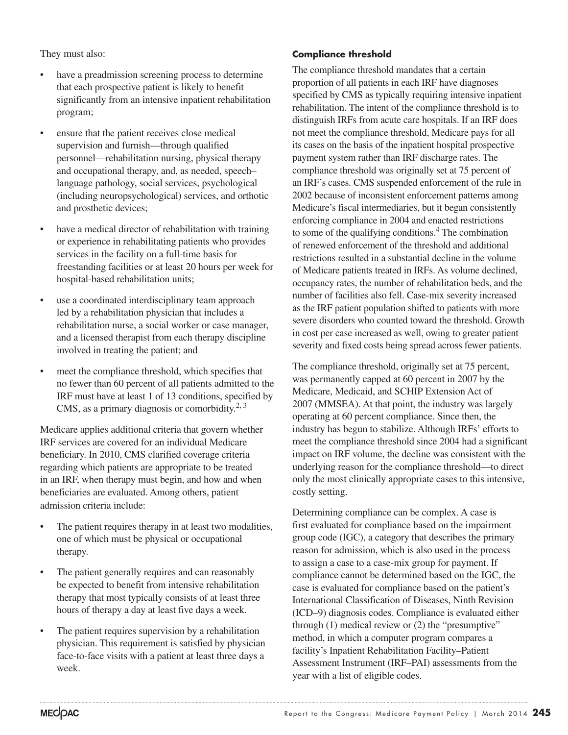They must also:

- have a preadmission screening process to determine that each prospective patient is likely to benefit significantly from an intensive inpatient rehabilitation program;
- ensure that the patient receives close medical supervision and furnish—through qualified personnel—rehabilitation nursing, physical therapy and occupational therapy, and, as needed, speech–language pathology, social services, psychological (including neuropsychological) services, and orthotic and prosthetic devices;
- have a medical director of rehabilitation with training or experience in rehabilitating patients who provides services in the facility on a full-time basis for freestanding facilities or at least 20 hours per week for hospital-based rehabilitation units;
- use a coordinated interdisciplinary team approach led by a rehabilitation physician that includes a rehabilitation nurse, a social worker or case manager, and a licensed therapist from each therapy discipline involved in treating the patient; and
- meet the compliance threshold, which specifies that no fewer than 60 percent of all patients admitted to the IRF must have at least 1 of 13 conditions, specified by CMS, as a primary diagnosis or comorbidity.[2, 3]

Medicare applies additional criteria that govern whether IRF services are covered for an individual Medicare beneficiary. In 2010, CMS clarified coverage criteria regarding which patients are appropriate to be treated in an IRF, when therapy must begin, and how and when beneficiaries are evaluated. Among others, patient admission criteria include:

- The patient requires therapy in at least two modalities, one of which must be physical or occupational therapy.
- The patient generally requires and can reasonably be expected to benefit from intensive rehabilitation therapy that most typically consists of at least three hours of therapy a day at least five days a week.
- The patient requires supervision by a rehabilitation physician. This requirement is satisfied by physician face-to-face visits with a patient at least three days a week.

### Compliance threshold

The compliance threshold mandates that a certain proportion of all patients in each IRF have diagnoses specified by CMS as typically requiring intensive inpatient rehabilitation. The intent of the compliance threshold is to distinguish IRFs from acute care hospitals. If an IRF does not meet the compliance threshold, Medicare pays for all its cases on the basis of the inpatient hospital prospective payment system rather than IRF discharge rates. The compliance threshold was originally set at 75 percent of an IRF's cases. CMS suspended enforcement of the rule in 2002 because of inconsistent enforcement patterns among Medicare's fiscal intermediaries, but it began consistently enforcing compliance in 2004 and enacted restrictions to some of the qualifying conditions.[4] The combination of renewed enforcement of the threshold and additional restrictions resulted in a substantial decline in the volume of Medicare patients treated in IRFs. As volume declined, occupancy rates, the number of rehabilitation beds, and the number of facilities also fell. Case-mix severity increased as the IRF patient population shifted to patients with more severe disorders who counted toward the threshold. Growth in cost per case increased as well, owing to greater patient severity and fixed costs being spread across fewer patients.

The compliance threshold, originally set at 75 percent, was permanently capped at 60 percent in 2007 by the Medicare, Medicaid, and SCHIP Extension Act of 2007 (MMSEA). At that point, the industry was largely operating at 60 percent compliance. Since then, the industry has begun to stabilize. Although IRFs' efforts to meet the compliance threshold since 2004 had a significant impact on IRF volume, the decline was consistent with the underlying reason for the compliance threshold—to direct only the most clinically appropriate cases to this intensive, costly setting.

Determining compliance can be complex. A case is first evaluated for compliance based on the impairment group code (IGC), a category that describes the primary reason for admission, which is also used in the process to assign a case to a case-mix group for payment. If compliance cannot be determined based on the IGC, the case is evaluated for compliance based on the patient's International Classification of Diseases, Ninth Revision (ICD–9) diagnosis codes. Compliance is evaluated either through (1) medical review or (2) the "presumptive" method, in which a computer program compares a facility's Inpatient Rehabilitation Facility–Patient Assessment Instrument (IRF–PAI) assessments from the year with a list of eligible codes.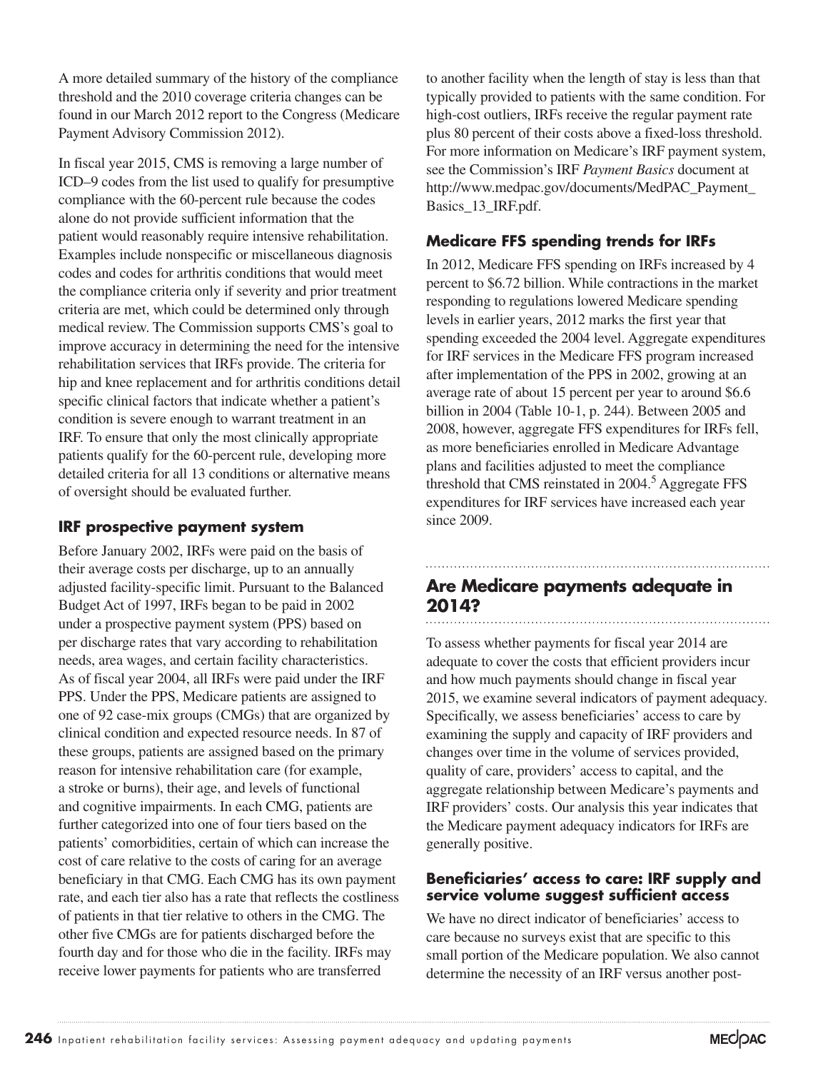A more detailed summary of the history of the compliance threshold and the 2010 coverage criteria changes can be found in our March 2012 report to the Congress (Medicare Payment Advisory Commission 2012).

In fiscal year 2015, CMS is removing a large number of ICD–9 codes from the list used to qualify for presumptive compliance with the 60-percent rule because the codes alone do not provide sufficient information that the patient would reasonably require intensive rehabilitation. Examples include nonspecific or miscellaneous diagnosis codes and codes for arthritis conditions that would meet the compliance criteria only if severity and prior treatment criteria are met, which could be determined only through medical review. The Commission supports CMS's goal to improve accuracy in determining the need for the intensive rehabilitation services that IRFs provide. The criteria for hip and knee replacement and for arthritis conditions detail specific clinical factors that indicate whether a patient's condition is severe enough to warrant treatment in an IRF. To ensure that only the most clinically appropriate patients qualify for the 60-percent rule, developing more detailed criteria for all 13 conditions or alternative means of oversight should be evaluated further.

### IRF prospective payment system

Before January 2002, IRFs were paid on the basis of their average costs per discharge, up to an annually adjusted facility-specific limit. Pursuant to the Balanced Budget Act of 1997, IRFs began to be paid in 2002 under a prospective payment system (PPS) based on per discharge rates that vary according to rehabilitation needs, area wages, and certain facility characteristics. As of fiscal year 2004, all IRFs were paid under the IRF PPS. Under the PPS, Medicare patients are assigned to one of 92 case-mix groups (CMGs) that are organized by clinical condition and expected resource needs. In 87 of these groups, patients are assigned based on the primary reason for intensive rehabilitation care (for example, a stroke or burns), their age, and levels of functional and cognitive impairments. In each CMG, patients are further categorized into one of four tiers based on the patients' comorbidities, certain of which can increase the cost of care relative to the costs of caring for an average beneficiary in that CMG. Each CMG has its own payment rate, and each tier also has a rate that reflects the costliness of patients in that tier relative to others in the CMG. The other five CMGs are for patients discharged before the fourth day and for those who die in the facility. IRFs may receive lower payments for patients who are transferred to another facility when the length of stay is less than that typically provided to patients with the same condition. For high-cost outliers, IRFs receive the regular payment rate plus 80 percent of their costs above a fixed-loss threshold. For more information on Medicare's IRF payment system, see the Commission's IRF *Payment Basics* document at http://www.medpac.gov/documents/MedPAC_Payment_Basics_13_IRF.pdf.

### Medicare FFS spending trends for IRFs

In 2012, Medicare FFS spending on IRFs increased by 4 percent to $6.72 billion. While contractions in the market responding to regulations lowered Medicare spending levels in earlier years, 2012 marks the first year that spending exceeded the 2004 level. Aggregate expenditures for IRF services in the Medicare FFS program increased after implementation of the PPS in 2002, growing at an average rate of about 15 percent per year to around $6.6 billion in 2004 (Table 10-1, p. 244). Between 2005 and 2008, however, aggregate FFS expenditures for IRFs fell, as more beneficiaries enrolled in Medicare Advantage plans and facilities adjusted to meet the compliance threshold that CMS reinstated in 2004.[5] Aggregate FFS expenditures for IRF services have increased each year since 2009.

## Are Medicare payments adequate in 2014?

To assess whether payments for fiscal year 2014 are adequate to cover the costs that efficient providers incur and how much payments should change in fiscal year 2015, we examine several indicators of payment adequacy. Specifically, we assess beneficiaries' access to care by examining the supply and capacity of IRF providers and changes over time in the volume of services provided, quality of care, providers' access to capital, and the aggregate relationship between Medicare's payments and IRF providers' costs. Our analysis this year indicates that the Medicare payment adequacy indicators for IRFs are generally positive.

### Beneficiaries' access to care: IRF supply and service volume suggest sufficient access

We have no direct indicator of beneficiaries' access to care because no surveys exist that are specific to this small portion of the Medicare population. We also cannot determine the necessity of an IRF versus another post-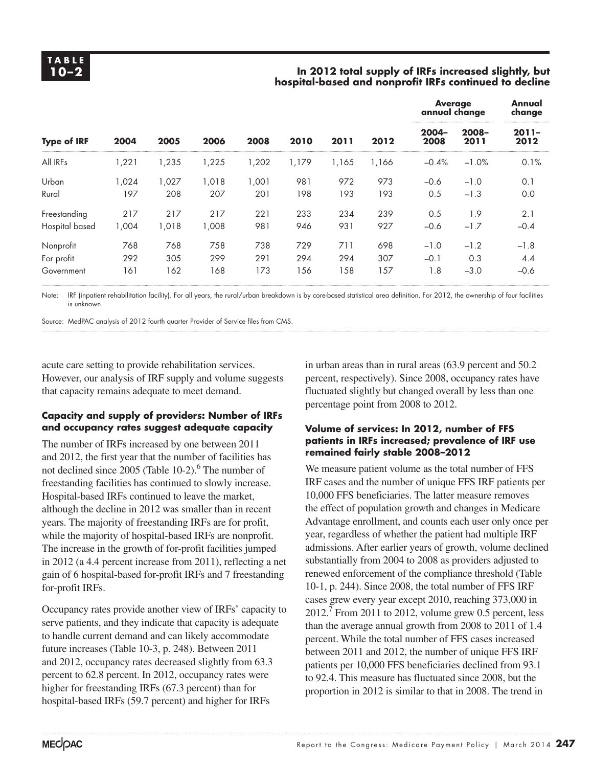**TABLE 10–2**

**In 2012 total supply of IRFs increased slightly, but hospital-based and nonprofit IRFs continued to decline**

| | | | | | | | | Average annual change | | Annual change |
|---|---|---|---|---|---|---|---|---|---|---|
| **Type of IRF** | **2004** | **2005** | **2006** | **2008** | **2010** | **2011** | **2012** | **2004–2008** | **2008–2011** | **2011–2012** |
| All IRFs | 1,221 | 1,235 | 1,225 | 1,202 | 1,179 | 1,165 | 1,166 | –0.4% | –1.0% | 0.1% |
| Urban | 1,024 | 1,027 | 1,018 | 1,001 | 981 | 972 | 973 | –0.6 | –1.0 | 0.1 |
| Rural | 197 | 208 | 207 | 201 | 198 | 193 | 193 | 0.5 | –1.3 | 0.0 |
| Freestanding | 217 | 217 | 217 | 221 | 233 | 234 | 239 | 0.5 | 1.9 | 2.1 |
| Hospital based | 1,004 | 1,018 | 1,008 | 981 | 946 | 931 | 927 | –0.6 | –1.7 | –0.4 |
| Nonprofit | 768 | 768 | 758 | 738 | 729 | 711 | 698 | –1.0 | –1.2 | –1.8 |
| For profit | 292 | 305 | 299 | 291 | 294 | 294 | 307 | –0.1 | 0.3 | 4.4 |
| Government | 161 | 162 | 168 | 173 | 156 | 158 | 157 | 1.8 | –3.0 | –0.6 |

Note: IRF (inpatient rehabilitation facility). For all years, the rural/urban breakdown is by core-based statistical area definition. For 2012, the ownership of four facilities is unknown.

Source: MedPAC analysis of 2012 fourth quarter Provider of Service files from CMS.

acute care setting to provide rehabilitation services. However, our analysis of IRF supply and volume suggests that capacity remains adequate to meet demand.

### Capacity and supply of providers: Number of IRFs and occupancy rates suggest adequate capacity

The number of IRFs increased by one between 2011 and 2012, the first year that the number of facilities has not declined since 2005 (Table 10-2).[6] The number of freestanding facilities has continued to slowly increase. Hospital-based IRFs continued to leave the market, although the decline in 2012 was smaller than in recent years. The majority of freestanding IRFs are for profit, while the majority of hospital-based IRFs are nonprofit. The increase in the growth of for-profit facilities jumped in 2012 (a 4.4 percent increase from 2011), reflecting a net gain of 6 hospital-based for-profit IRFs and 7 freestanding for-profit IRFs.

Occupancy rates provide another view of IRFs' capacity to serve patients, and they indicate that capacity is adequate to handle current demand and can likely accommodate future increases (Table 10-3, p. 248). Between 2011 and 2012, occupancy rates decreased slightly from 63.3 percent to 62.8 percent. In 2012, occupancy rates were higher for freestanding IRFs (67.3 percent) than for hospital-based IRFs (59.7 percent) and higher for IRFs in urban areas than in rural areas (63.9 percent and 50.2 percent, respectively). Since 2008, occupancy rates have fluctuated slightly but changed overall by less than one percentage point from 2008 to 2012.

### Volume of services: In 2012, number of FFS patients in IRFs increased; prevalence of IRF use remained fairly stable 2008–2012

We measure patient volume as the total number of FFS IRF cases and the number of unique FFS IRF patients per 10,000 FFS beneficiaries. The latter measure removes the effect of population growth and changes in Medicare Advantage enrollment, and counts each user only once per year, regardless of whether the patient had multiple IRF admissions. After earlier years of growth, volume declined substantially from 2004 to 2008 as providers adjusted to renewed enforcement of the compliance threshold (Table 10-1, p. 244). Since 2008, the total number of FFS IRF cases grew every year except 2010, reaching 373,000 in 2012.[7] From 2011 to 2012, volume grew 0.5 percent, less than the average annual growth from 2008 to 2011 of 1.4 percent. While the total number of FFS cases increased between 2011 and 2012, the number of unique FFS IRF patients per 10,000 FFS beneficiaries declined from 93.1 to 92.4. This measure has fluctuated since 2008, but the proportion in 2012 is similar to that in 2008. The trend in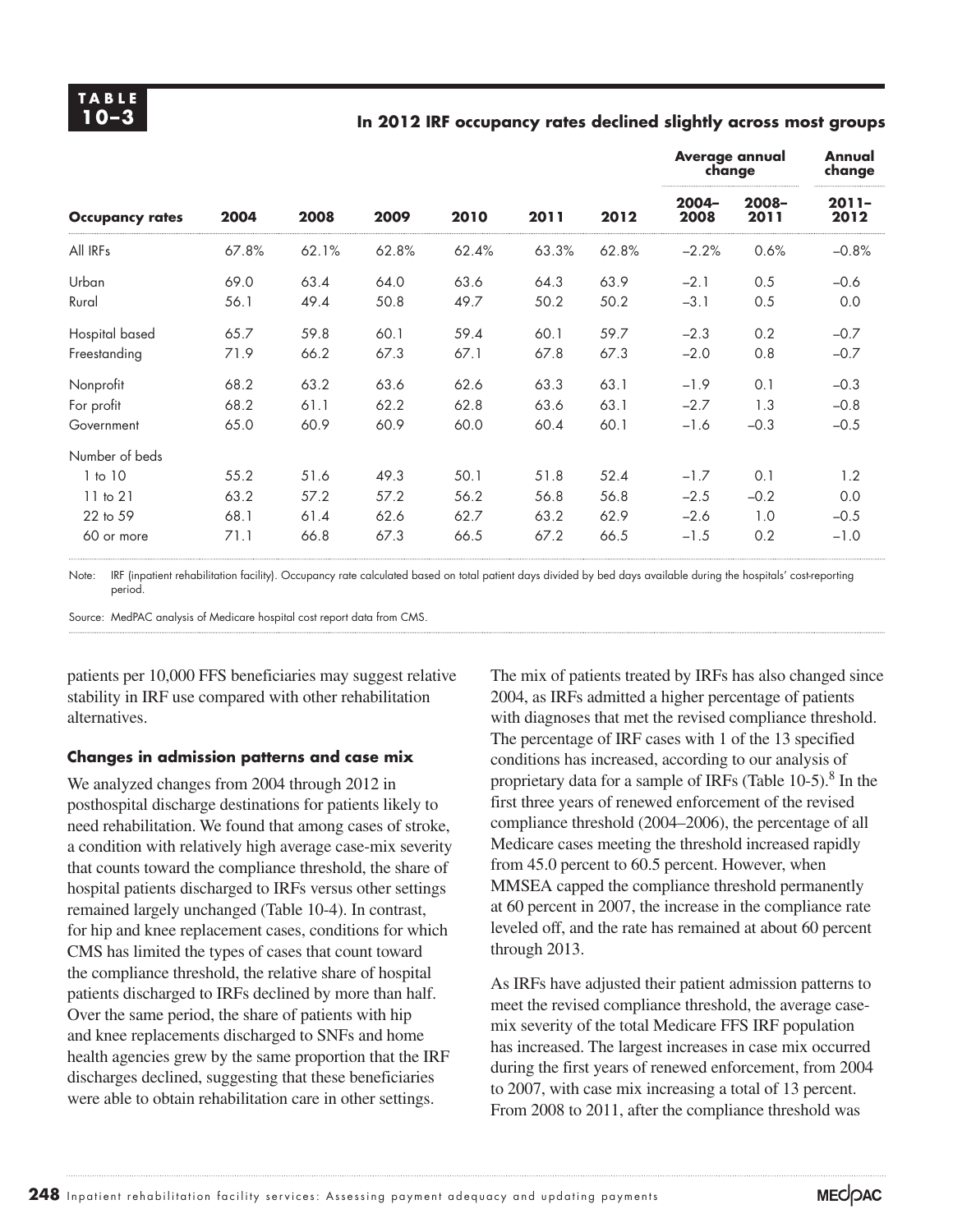**TABLE 10–3**

**In 2012 IRF occupancy rates declined slightly across most groups**

| Occupancy rates | 2004 | 2008 | 2009 | 2010 | 2011 | 2012 | Average annual change 2004–2008 | Average annual change 2008–2011 | Annual change 2011–2012 |
|---|---|---|---|---|---|---|---|---|---|
| All IRFs | 67.8% | 62.1% | 62.8% | 62.4% | 63.3% | 62.8% | –2.2% | 0.6% | –0.8% |
| Urban | 69.0 | 63.4 | 64.0 | 63.6 | 64.3 | 63.9 | –2.1 | 0.5 | –0.6 |
| Rural | 56.1 | 49.4 | 50.8 | 49.7 | 50.2 | 50.2 | –3.1 | 0.5 | 0.0 |
| Hospital based | 65.7 | 59.8 | 60.1 | 59.4 | 60.1 | 59.7 | –2.3 | 0.2 | –0.7 |
| Freestanding | 71.9 | 66.2 | 67.3 | 67.1 | 67.8 | 67.3 | –2.0 | 0.8 | –0.7 |
| Nonprofit | 68.2 | 63.2 | 63.6 | 62.6 | 63.3 | 63.1 | –1.9 | 0.1 | –0.3 |
| For profit | 68.2 | 61.1 | 62.2 | 62.8 | 63.6 | 63.1 | –2.7 | 1.3 | –0.8 |
| Government | 65.0 | 60.9 | 60.9 | 60.0 | 60.4 | 60.1 | –1.6 | –0.3 | –0.5 |
| Number of beds | | | | | | | | | |
| 1 to 10 | 55.2 | 51.6 | 49.3 | 50.1 | 51.8 | 52.4 | –1.7 | 0.1 | 1.2 |
| 11 to 21 | 63.2 | 57.2 | 57.2 | 56.2 | 56.8 | 56.8 | –2.5 | –0.2 | 0.0 |
| 22 to 59 | 68.1 | 61.4 | 62.6 | 62.7 | 63.2 | 62.9 | –2.6 | 1.0 | –0.5 |
| 60 or more | 71.1 | 66.8 | 67.3 | 66.5 | 67.2 | 66.5 | –1.5 | 0.2 | –1.0 |

Note: IRF (inpatient rehabilitation facility). Occupancy rate calculated based on total patient days divided by bed days available during the hospitals' cost-reporting period.

Source: MedPAC analysis of Medicare hospital cost report data from CMS.

patients per 10,000 FFS beneficiaries may suggest relative stability in IRF use compared with other rehabilitation alternatives.

### Changes in admission patterns and case mix

We analyzed changes from 2004 through 2012 in posthospital discharge destinations for patients likely to need rehabilitation. We found that among cases of stroke, a condition with relatively high average case-mix severity that counts toward the compliance threshold, the share of hospital patients discharged to IRFs versus other settings remained largely unchanged (Table 10-4). In contrast, for hip and knee replacement cases, conditions for which CMS has limited the types of cases that count toward the compliance threshold, the relative share of hospital patients discharged to IRFs declined by more than half. Over the same period, the share of patients with hip and knee replacements discharged to SNFs and home health agencies grew by the same proportion that the IRF discharges declined, suggesting that these beneficiaries were able to obtain rehabilitation care in other settings.

The mix of patients treated by IRFs has also changed since 2004, as IRFs admitted a higher percentage of patients with diagnoses that met the revised compliance threshold. The percentage of IRF cases with 1 of the 13 specified conditions has increased, according to our analysis of proprietary data for a sample of IRFs (Table 10-5).[8] In the first three years of renewed enforcement of the revised compliance threshold (2004–2006), the percentage of all Medicare cases meeting the threshold increased rapidly from 45.0 percent to 60.5 percent. However, when MMSEA capped the compliance threshold permanently at 60 percent in 2007, the increase in the compliance rate leveled off, and the rate has remained at about 60 percent through 2013.

As IRFs have adjusted their patient admission patterns to meet the revised compliance threshold, the average case-mix severity of the total Medicare FFS IRF population has increased. The largest increases in case mix occurred during the first years of renewed enforcement, from 2004 to 2007, with case mix increasing a total of 13 percent. From 2008 to 2011, after the compliance threshold was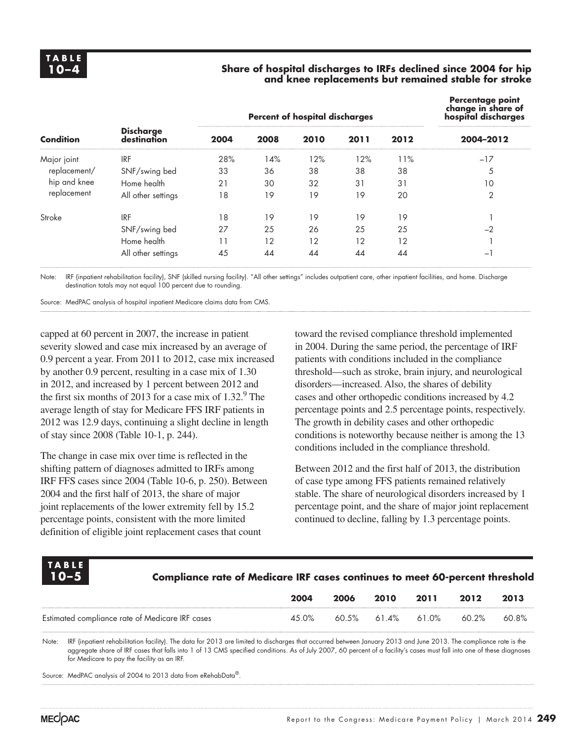**TABLE 10–4**

**Share of hospital discharges to IRFs declined since 2004 for hip and knee replacements but remained stable for stroke**

| Condition | Discharge destination | Percent of hospital discharges | | | | | Percentage point change in share of hospital discharges |
|---|---|---|---|---|---|---|---|
| | | 2004 | 2008 | 2010 | 2011 | 2012 | 2004–2012 |
| Major joint replacement/ hip and knee replacement | IRF | 28% | 14% | 12% | 12% | 11% | –17 |
| | SNF/swing bed | 33 | 36 | 38 | 38 | 38 | 5 |
| | Home health | 21 | 30 | 32 | 31 | 31 | 10 |
| | All other settings | 18 | 19 | 19 | 19 | 20 | 2 |
| Stroke | IRF | 18 | 19 | 19 | 19 | 19 | 1 |
| | SNF/swing bed | 27 | 25 | 26 | 25 | 25 | –2 |
| | Home health | 11 | 12 | 12 | 12 | 12 | 1 |
| | All other settings | 45 | 44 | 44 | 44 | 44 | –1 |

Note: IRF (inpatient rehabilitation facility), SNF (skilled nursing facility). "All other settings" includes outpatient care, other inpatient facilities, and home. Discharge destination totals may not equal 100 percent due to rounding.

Source: MedPAC analysis of hospital inpatient Medicare claims data from CMS.

capped at 60 percent in 2007, the increase in patient severity slowed and case mix increased by an average of 0.9 percent a year. From 2011 to 2012, case mix increased by another 0.9 percent, resulting in a case mix of 1.30 in 2012, and increased by 1 percent between 2012 and the first six months of 2013 for a case mix of 1.32.[9] The average length of stay for Medicare FFS IRF patients in 2012 was 12.9 days, continuing a slight decline in length of stay since 2008 (Table 10-1, p. 244).

The change in case mix over time is reflected in the shifting pattern of diagnoses admitted to IRFs among IRF FFS cases since 2004 (Table 10-6, p. 250). Between 2004 and the first half of 2013, the share of major joint replacements of the lower extremity fell by 15.2 percentage points, consistent with the more limited definition of eligible joint replacement cases that count toward the revised compliance threshold implemented in 2004. During the same period, the percentage of IRF patients with conditions included in the compliance threshold—such as stroke, brain injury, and neurological disorders—increased. Also, the shares of debility cases and other orthopedic conditions increased by 4.2 percentage points and 2.5 percentage points, respectively. The growth in debility cases and other orthopedic conditions is noteworthy because neither is among the 13 conditions included in the compliance threshold.

Between 2012 and the first half of 2013, the distribution of case type among FFS patients remained relatively stable. The share of neurological disorders increased by 1 percentage point, and the share of major joint replacement continued to decline, falling by 1.3 percentage points.

**TABLE 10–5**

**Compliance rate of Medicare IRF cases continues to meet 60-percent threshold**

| | 2004 | 2006 | 2010 | 2011 | 2012 | 2013 |
|---|---|---|---|---|---|---|
| Estimated compliance rate of Medicare IRF cases | 45.0% | 60.5% | 61.4% | 61.0% | 60.2% | 60.8% |

Note: IRF (inpatient rehabilitation facility). The data for 2013 are limited to discharges that occurred between January 2013 and June 2013. The compliance rate is the aggregate share of IRF cases that falls into 1 of 13 CMS specified conditions. As of July 2007, 60 percent of a facility's cases must fall into one of these diagnoses for Medicare to pay the facility as an IRF.

Source: MedPAC analysis of 2004 to 2013 data from eRehabData®.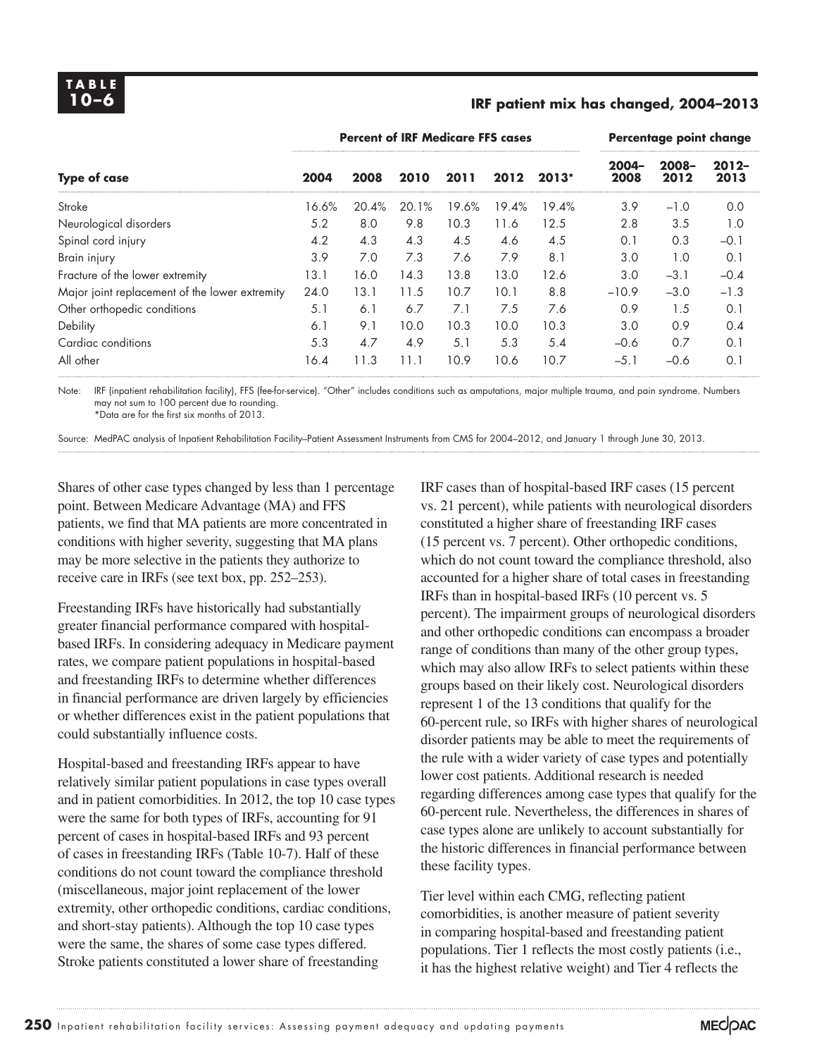**TABLE 10–6**

**IRF patient mix has changed, 2004–2013**

| Type of case | Percent of IRF Medicare FFS cases | | | | | | Percentage point change | | |
|---|---|---|---|---|---|---|---|---|---|
| | 2004 | 2008 | 2010 | 2011 | 2012 | 2013* | 2004–2008 | 2008–2012 | 2012–2013 |
| Stroke | 16.6% | 20.4% | 20.1% | 19.6% | 19.4% | 19.4% | 3.9 | –1.0 | 0.0 |
| Neurological disorders | 5.2 | 8.0 | 9.8 | 10.3 | 11.6 | 12.5 | 2.8 | 3.5 | 1.0 |
| Spinal cord injury | 4.2 | 4.3 | 4.3 | 4.5 | 4.6 | 4.5 | 0.1 | 0.3 | –0.1 |
| Brain injury | 3.9 | 7.0 | 7.3 | 7.6 | 7.9 | 8.1 | 3.0 | 1.0 | 0.1 |
| Fracture of the lower extremity | 13.1 | 16.0 | 14.3 | 13.8 | 13.0 | 12.6 | 3.0 | –3.1 | –0.4 |
| Major joint replacement of the lower extremity | 24.0 | 13.1 | 11.5 | 10.7 | 10.1 | 8.8 | –10.9 | –3.0 | –1.3 |
| Other orthopedic conditions | 5.1 | 6.1 | 6.7 | 7.1 | 7.5 | 7.6 | 0.9 | 1.5 | 0.1 |
| Debility | 6.1 | 9.1 | 10.0 | 10.3 | 10.0 | 10.3 | 3.0 | 0.9 | 0.4 |
| Cardiac conditions | 5.3 | 4.7 | 4.9 | 5.1 | 5.3 | 5.4 | –0.6 | 0.7 | 0.1 |
| All other | 16.4 | 11.3 | 11.1 | 10.9 | 10.6 | 10.7 | –5.1 | –0.6 | 0.1 |

Note: IRF (inpatient rehabilitation facility), FFS (fee-for-service). "Other" includes conditions such as amputations, major multiple trauma, and pain syndrome. Numbers may not sum to 100 percent due to rounding.
*Data are for the first six months of 2013.

Source: MedPAC analysis of Inpatient Rehabilitation Facility–Patient Assessment Instruments from CMS for 2004–2012, and January 1 through June 30, 2013.

Shares of other case types changed by less than 1 percentage point. Between Medicare Advantage (MA) and FFS patients, we find that MA patients are more concentrated in conditions with higher severity, suggesting that MA plans may be more selective in the patients they authorize to receive care in IRFs (see text box, pp. 252–253).

Freestanding IRFs have historically had substantially greater financial performance compared with hospital-based IRFs. In considering adequacy in Medicare payment rates, we compare patient populations in hospital-based and freestanding IRFs to determine whether differences in financial performance are driven largely by efficiencies or whether differences exist in the patient populations that could substantially influence costs.

Hospital-based and freestanding IRFs appear to have relatively similar patient populations in case types overall and in patient comorbidities. In 2012, the top 10 case types were the same for both types of IRFs, accounting for 91 percent of cases in hospital-based IRFs and 93 percent of cases in freestanding IRFs (Table 10-7). Half of these conditions do not count toward the compliance threshold (miscellaneous, major joint replacement of the lower extremity, other orthopedic conditions, cardiac conditions, and short-stay patients). Although the top 10 case types were the same, the shares of some case types differed. Stroke patients constituted a lower share of freestanding IRF cases than of hospital-based IRF cases (15 percent vs. 21 percent), while patients with neurological disorders constituted a higher share of freestanding IRF cases (15 percent vs. 7 percent). Other orthopedic conditions, which do not count toward the compliance threshold, also accounted for a higher share of total cases in freestanding IRFs than in hospital-based IRFs (10 percent vs. 5 percent). The impairment groups of neurological disorders and other orthopedic conditions can encompass a broader range of conditions than many of the other group types, which may also allow IRFs to select patients within these groups based on their likely cost. Neurological disorders represent 1 of the 13 conditions that qualify for the 60-percent rule, so IRFs with higher shares of neurological disorder patients may be able to meet the requirements of the rule with a wider variety of case types and potentially lower cost patients. Additional research is needed regarding differences among case types that qualify for the 60-percent rule. Nevertheless, the differences in shares of case types alone are unlikely to account substantially for the historic differences in financial performance between these facility types.

Tier level within each CMG, reflecting patient comorbidities, is another measure of patient severity in comparing hospital-based and freestanding patient populations. Tier 1 reflects the most costly patients (i.e., it has the highest relative weight) and Tier 4 reflects the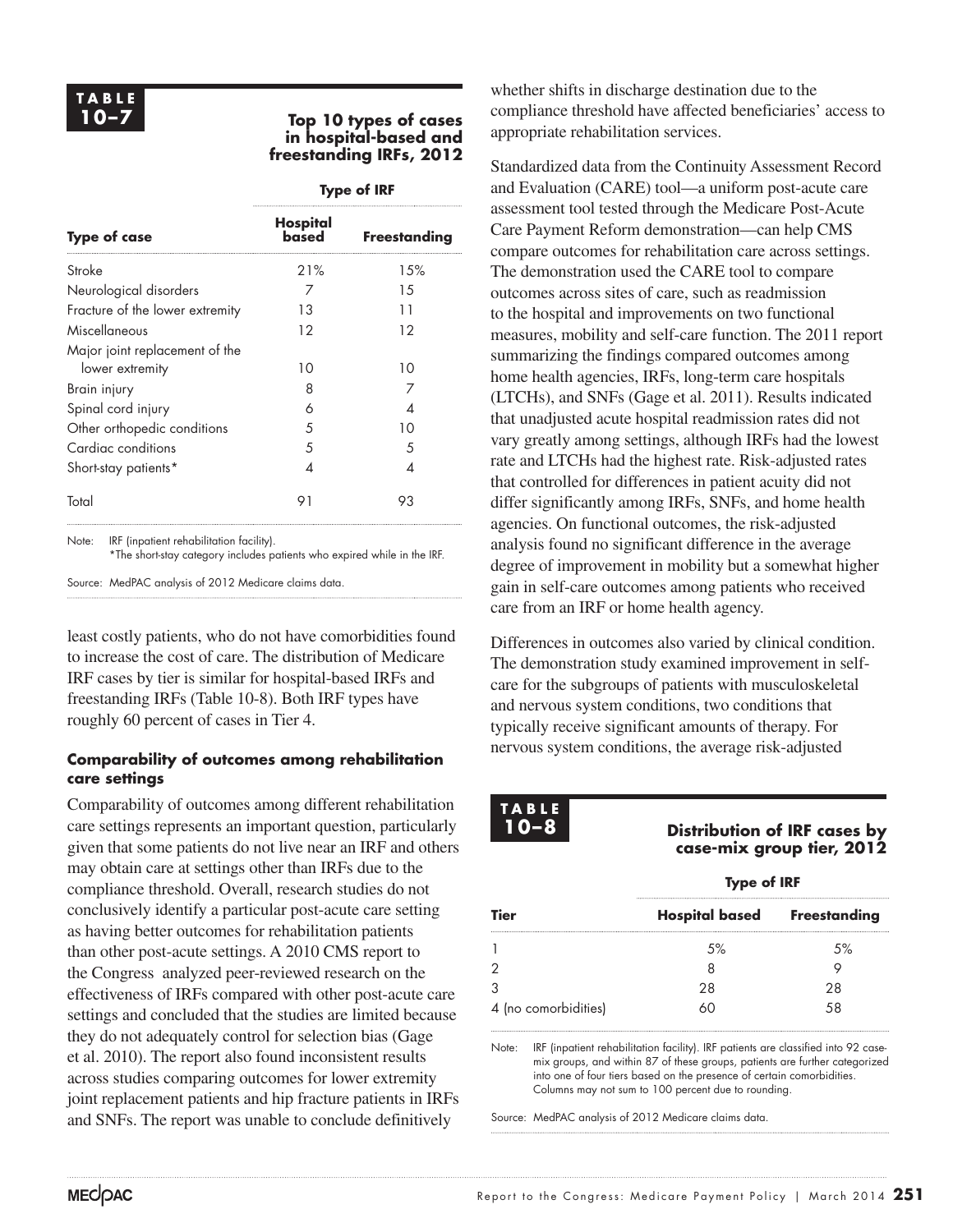**TABLE 10–7**

**Top 10 types of cases in hospital-based and freestanding IRFs, 2012**

| Type of case | Type of IRF | |
|---|---|---|
| | Hospital based | Freestanding |
| Stroke | 21% | 15% |
| Neurological disorders | 7 | 15 |
| Fracture of the lower extremity | 13 | 11 |
| Miscellaneous | 12 | 12 |
| Major joint replacement of the lower extremity | 10 | 10 |
| Brain injury | 8 | 7 |
| Spinal cord injury | 6 | 4 |
| Other orthopedic conditions | 5 | 10 |
| Cardiac conditions | 5 | 5 |
| Short-stay patients* | 4 | 4 |
| Total | 91 | 93 |

Note: IRF (inpatient rehabilitation facility).
*The short-stay category includes patients who expired while in the IRF.

Source: MedPAC analysis of 2012 Medicare claims data.

least costly patients, who do not have comorbidities found to increase the cost of care. The distribution of Medicare IRF cases by tier is similar for hospital-based IRFs and freestanding IRFs (Table 10-8). Both IRF types have roughly 60 percent of cases in Tier 4.

### Comparability of outcomes among rehabilitation care settings

Comparability of outcomes among different rehabilitation care settings represents an important question, particularly given that some patients do not live near an IRF and others may obtain care at settings other than IRFs due to the compliance threshold. Overall, research studies do not conclusively identify a particular post-acute care setting as having better outcomes for rehabilitation patients than other post-acute settings. A 2010 CMS report to the Congress analyzed peer-reviewed research on the effectiveness of IRFs compared with other post-acute care settings and concluded that the studies are limited because they do not adequately control for selection bias (Gage et al. 2010). The report also found inconsistent results across studies comparing outcomes for lower extremity joint replacement patients and hip fracture patients in IRFs and SNFs. The report was unable to conclude definitively whether shifts in discharge destination due to the compliance threshold have affected beneficiaries' access to appropriate rehabilitation services.

Standardized data from the Continuity Assessment Record and Evaluation (CARE) tool—a uniform post-acute care assessment tool tested through the Medicare Post-Acute Care Payment Reform demonstration—can help CMS compare outcomes for rehabilitation care across settings. The demonstration used the CARE tool to compare outcomes across sites of care, such as readmission to the hospital and improvements on two functional measures, mobility and self-care function. The 2011 report summarizing the findings compared outcomes among home health agencies, IRFs, long-term care hospitals (LTCHs), and SNFs (Gage et al. 2011). Results indicated that unadjusted acute hospital readmission rates did not vary greatly among settings, although IRFs had the lowest rate and LTCHs had the highest rate. Risk-adjusted rates that controlled for differences in patient acuity did not differ significantly among IRFs, SNFs, and home health agencies. On functional outcomes, the risk-adjusted analysis found no significant difference in the average degree of improvement in mobility but a somewhat higher gain in self-care outcomes among patients who received care from an IRF or home health agency.

Differences in outcomes also varied by clinical condition. The demonstration study examined improvement in self-care for the subgroups of patients with musculoskeletal and nervous system conditions, two conditions that typically receive significant amounts of therapy. For nervous system conditions, the average risk-adjusted

**TABLE 10–8**

**Distribution of IRF cases by case-mix group tier, 2012**

| Tier | Type of IRF | |
|---|---|---|
| | Hospital based | Freestanding |
| 1 | 5% | 5% |
| 2 | 8 | 9 |
| 3 | 28 | 28 |
| 4 (no comorbidities) | 60 | 58 |

Note: IRF (inpatient rehabilitation facility). IRF patients are classified into 92 case-mix groups, and within 87 of these groups, patients are further categorized into one of four tiers based on the presence of certain comorbidities. Columns may not sum to 100 percent due to rounding.

Source: MedPAC analysis of 2012 Medicare claims data.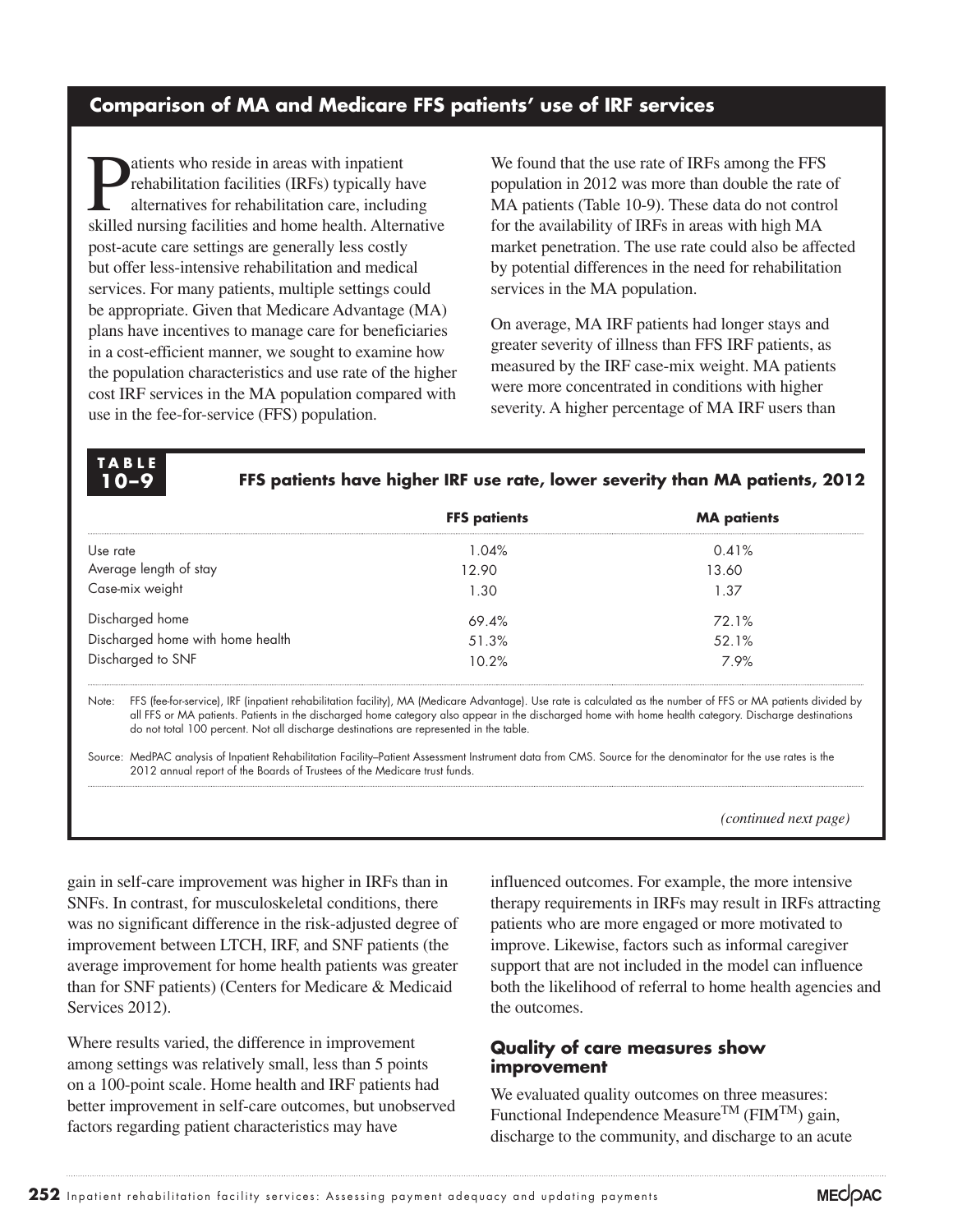## Comparison of MA and Medicare FFS patients' use of IRF services

Patients who reside in areas with inpatient rehabilitation facilities (IRFs) typically have alternatives for rehabilitation care, including skilled nursing facilities and home health. Alternative post-acute care settings are generally less costly but offer less-intensive rehabilitation and medical services. For many patients, multiple settings could be appropriate. Given that Medicare Advantage (MA) plans have incentives to manage care for beneficiaries in a cost-efficient manner, we sought to examine how the population characteristics and use rate of the higher cost IRF services in the MA population compared with use in the fee-for-service (FFS) population.

We found that the use rate of IRFs among the FFS population in 2012 was more than double the rate of MA patients (Table 10-9). These data do not control for the availability of IRFs in areas with high MA market penetration. The use rate could also be affected by potential differences in the need for rehabilitation services in the MA population.

On average, MA IRF patients had longer stays and greater severity of illness than FFS IRF patients, as measured by the IRF case-mix weight. MA patients were more concentrated in conditions with higher severity. A higher percentage of MA IRF users than

**TABLE 10–9**

**FFS patients have higher IRF use rate, lower severity than MA patients, 2012**

| | FFS patients | MA patients |
|---|---|---|
| Use rate | 1.04% | 0.41% |
| Average length of stay | 12.90 | 13.60 |
| Case-mix weight | 1.30 | 1.37 |
| Discharged home | 69.4% | 72.1% |
| Discharged home with home health | 51.3% | 52.1% |
| Discharged to SNF | 10.2% | 7.9% |

Note: FFS (fee-for-service), IRF (inpatient rehabilitation facility), MA (Medicare Advantage). Use rate is calculated as the number of FFS or MA patients divided by all FFS or MA patients. Patients in the discharged home category also appear in the discharged home with home health category. Discharge destinations do not total 100 percent. Not all discharge destinations are represented in the table.

Source: MedPAC analysis of Inpatient Rehabilitation Facility–Patient Assessment Instrument data from CMS. Source for the denominator for the use rates is the 2012 annual report of the Boards of Trustees of the Medicare trust funds.

*(continued next page)*

gain in self-care improvement was higher in IRFs than in SNFs. In contrast, for musculoskeletal conditions, there was no significant difference in the risk-adjusted degree of improvement between LTCH, IRF, and SNF patients (the average improvement for home health patients was greater than for SNF patients) (Centers for Medicare & Medicaid Services 2012).

Where results varied, the difference in improvement among settings was relatively small, less than 5 points on a 100-point scale. Home health and IRF patients had better improvement in self-care outcomes, but unobserved factors regarding patient characteristics may have influenced outcomes. For example, the more intensive therapy requirements in IRFs may result in IRFs attracting patients who are more engaged or more motivated to improve. Likewise, factors such as informal caregiver support that are not included in the model can influence both the likelihood of referral to home health agencies and the outcomes.

### Quality of care measures show improvement

We evaluated quality outcomes on three measures: Functional Independence Measure™ (FIM™) gain, discharge to the community, and discharge to an acute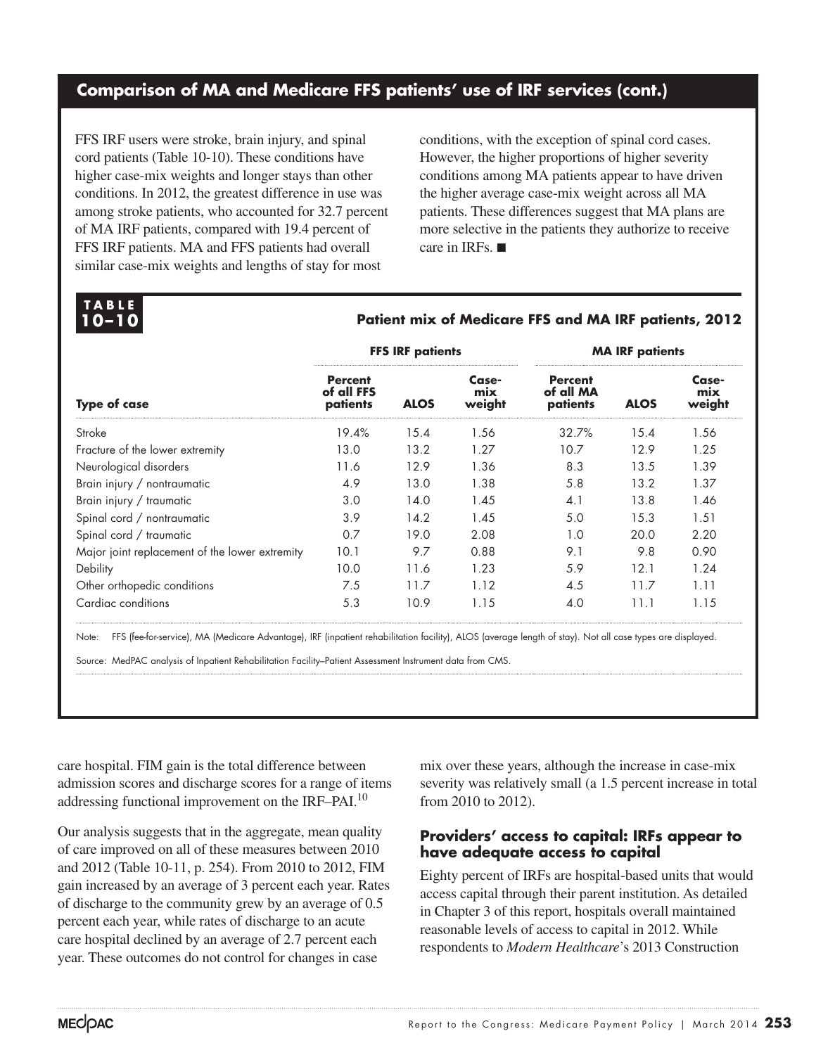## Comparison of MA and Medicare FFS patients' use of IRF services (cont.)

FFS IRF users were stroke, brain injury, and spinal cord patients (Table 10-10). These conditions have higher case-mix weights and longer stays than other conditions. In 2012, the greatest difference in use was among stroke patients, who accounted for 32.7 percent of MA IRF patients, compared with 19.4 percent of FFS IRF patients. MA and FFS patients had overall similar case-mix weights and lengths of stay for most conditions, with the exception of spinal cord cases. However, the higher proportions of higher severity conditions among MA patients appear to have driven the higher average case-mix weight across all MA patients. These differences suggest that MA plans are more selective in the patients they authorize to receive care in IRFs. ■

**TABLE 10–10**

**Patient mix of Medicare FFS and MA IRF patients, 2012**

| | FFS IRF patients | | | MA IRF patients | | |
|---|---|---|---|---|---|---|
| **Type of case** | **Percent of all FFS patients** | **ALOS** | **Case-mix weight** | **Percent of all MA patients** | **ALOS** | **Case-mix weight** |
| Stroke | 19.4% | 15.4 | 1.56 | 32.7% | 15.4 | 1.56 |
| Fracture of the lower extremity | 13.0 | 13.2 | 1.27 | 10.7 | 12.9 | 1.25 |
| Neurological disorders | 11.6 | 12.9 | 1.36 | 8.3 | 13.5 | 1.39 |
| Brain injury / nontraumatic | 4.9 | 13.0 | 1.38 | 5.8 | 13.2 | 1.37 |
| Brain injury / traumatic | 3.0 | 14.0 | 1.45 | 4.1 | 13.8 | 1.46 |
| Spinal cord / nontraumatic | 3.9 | 14.2 | 1.45 | 5.0 | 15.3 | 1.51 |
| Spinal cord / traumatic | 0.7 | 19.0 | 2.08 | 1.0 | 20.0 | 2.20 |
| Major joint replacement of the lower extremity | 10.1 | 9.7 | 0.88 | 9.1 | 9.8 | 0.90 |
| Debility | 10.0 | 11.6 | 1.23 | 5.9 | 12.1 | 1.24 |
| Other orthopedic conditions | 7.5 | 11.7 | 1.12 | 4.5 | 11.7 | 1.11 |
| Cardiac conditions | 5.3 | 10.9 | 1.15 | 4.0 | 11.1 | 1.15 |

Note: FFS (fee-for-service), MA (Medicare Advantage), IRF (inpatient rehabilitation facility), ALOS (average length of stay). Not all case types are displayed.

Source: MedPAC analysis of Inpatient Rehabilitation Facility–Patient Assessment Instrument data from CMS.

care hospital. FIM gain is the total difference between admission scores and discharge scores for a range of items addressing functional improvement on the IRF–PAI.[10]

Our analysis suggests that in the aggregate, mean quality of care improved on all of these measures between 2010 and 2012 (Table 10-11, p. 254). From 2010 to 2012, FIM gain increased by an average of 3 percent each year. Rates of discharge to the community grew by an average of 0.5 percent each year, while rates of discharge to an acute care hospital declined by an average of 2.7 percent each year. These outcomes do not control for changes in case mix over these years, although the increase in case-mix severity was relatively small (a 1.5 percent increase in total from 2010 to 2012).

### Providers' access to capital: IRFs appear to have adequate access to capital

Eighty percent of IRFs are hospital-based units that would access capital through their parent institution. As detailed in Chapter 3 of this report, hospitals overall maintained reasonable levels of access to capital in 2012. While respondents to *Modern Healthcare*'s 2013 Construction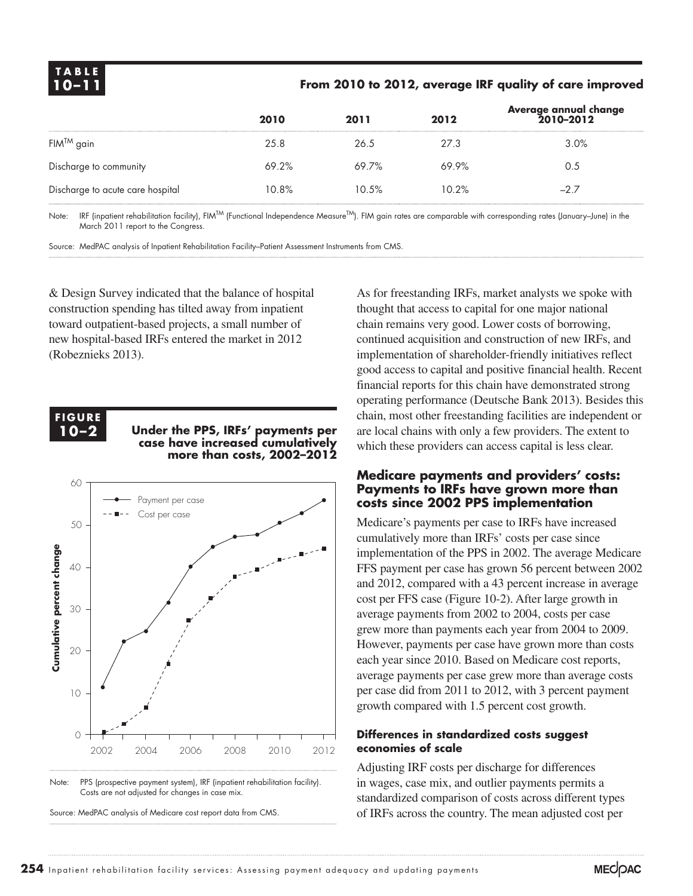**TABLE 10–11**

**From 2010 to 2012, average IRF quality of care improved**

| | 2010 | 2011 | 2012 | Average annual change 2010–2012 |
|---|---|---|---|---|
| FIM™ gain | 25.8 | 26.5 | 27.3 | 3.0% |
| Discharge to community | 69.2% | 69.7% | 69.9% | 0.5 |
| Discharge to acute care hospital | 10.8% | 10.5% | 10.2% | –2.7 |

Note: IRF (inpatient rehabilitation facility), FIM™ (Functional Independence Measure™). FIM gain rates are comparable with corresponding rates (January–June) in the March 2011 report to the Congress.

Source: MedPAC analysis of Inpatient Rehabilitation Facility–Patient Assessment Instruments from CMS.

& Design Survey indicated that the balance of hospital construction spending has tilted away from inpatient toward outpatient-based projects, a small number of new hospital-based IRFs entered the market in 2012 (Robeznieks 2013).

**FIGURE 10–2**

**Under the PPS, IRFs' payments per case have increased cumulatively more than costs, 2002–2012**

Note: PPS (prospective payment system), IRF (inpatient rehabilitation facility). Costs are not adjusted for changes in case mix.

Source: MedPAC analysis of Medicare cost report data from CMS.

As for freestanding IRFs, market analysts we spoke with thought that access to capital for one major national chain remains very good. Lower costs of borrowing, continued acquisition and construction of new IRFs, and implementation of shareholder-friendly initiatives reflect good access to capital and positive financial health. Recent financial reports for this chain have demonstrated strong operating performance (Deutsche Bank 2013). Besides this chain, most other freestanding facilities are independent or are local chains with only a few providers. The extent to which these providers can access capital is less clear.

### Medicare payments and providers' costs: Payments to IRFs have grown more than costs since 2002 PPS implementation

Medicare's payments per case to IRFs have increased cumulatively more than IRFs' costs per case since implementation of the PPS in 2002. The average Medicare FFS payment per case has grown 56 percent between 2002 and 2012, compared with a 43 percent increase in average cost per FFS case (Figure 10-2). After large growth in average payments from 2002 to 2004, costs per case grew more than payments each year from 2004 to 2009. However, payments per case have grown more than costs each year since 2010. Based on Medicare cost reports, average payments per case grew more than average costs per case did from 2011 to 2012, with 3 percent payment growth compared with 1.5 percent cost growth.

#### Differences in standardized costs suggest economies of scale

Adjusting IRF costs per discharge for differences in wages, case mix, and outlier payments permits a standardized comparison of costs across different types of IRFs across the country. The mean adjusted cost per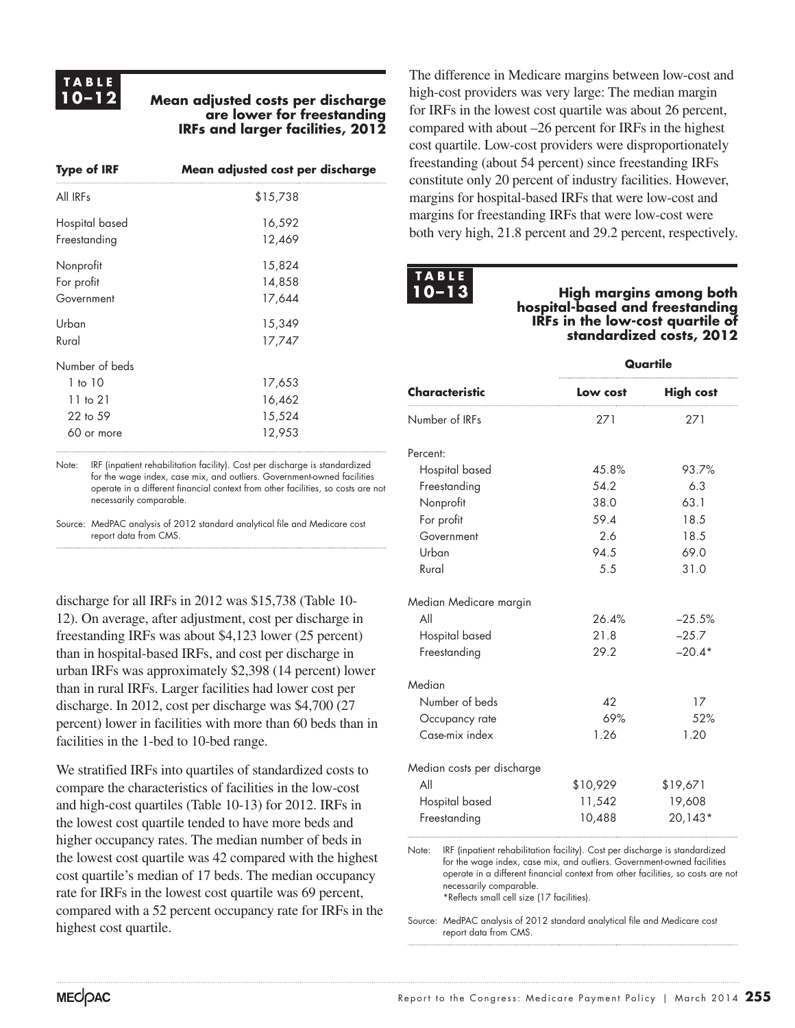**TABLE 10–12**

**Mean adjusted costs per discharge are lower for freestanding IRFs and larger facilities, 2012**

| Type of IRF | Mean adjusted cost per discharge |
|---|---|
| All IRFs | $15,738 |
| Hospital based | 16,592 |
| Freestanding | 12,469 |
| Nonprofit | 15,824 |
| For profit | 14,858 |
| Government | 17,644 |
| Urban | 15,349 |
| Rural | 17,747 |
| Number of beds | |
| 1 to 10 | 17,653 |
| 11 to 21 | 16,462 |
| 22 to 59 | 15,524 |
| 60 or more | 12,953 |

Note: IRF (inpatient rehabilitation facility). Cost per discharge is standardized for the wage index, case mix, and outliers. Government-owned facilities operate in a different financial context from other facilities, so costs are not necessarily comparable.

Source: MedPAC analysis of 2012 standard analytical file and Medicare cost report data from CMS.

discharge for all IRFs in 2012 was $15,738 (Table 10-12). On average, after adjustment, cost per discharge in freestanding IRFs was about $4,123 lower (25 percent) than in hospital-based IRFs, and cost per discharge in urban IRFs was approximately $2,398 (14 percent) lower than in rural IRFs. Larger facilities had lower cost per discharge. In 2012, cost per discharge was $4,700 (27 percent) lower in facilities with more than 60 beds than in facilities in the 1-bed to 10-bed range.

We stratified IRFs into quartiles of standardized costs to compare the characteristics of facilities in the low-cost and high-cost quartiles (Table 10-13) for 2012. IRFs in the lowest cost quartile tended to have more beds and higher occupancy rates. The median number of beds in the lowest cost quartile was 42 compared with the highest cost quartile's median of 17 beds. The median occupancy rate for IRFs in the lowest cost quartile was 69 percent, compared with a 52 percent occupancy rate for IRFs in the highest cost quartile.

The difference in Medicare margins between low-cost and high-cost providers was very large: The median margin for IRFs in the lowest cost quartile was about 26 percent, compared with about –26 percent for IRFs in the highest cost quartile. Low-cost providers were disproportionately freestanding (about 54 percent) since freestanding IRFs constitute only 20 percent of industry facilities. However, margins for hospital-based IRFs that were low-cost and margins for freestanding IRFs that were low-cost were both very high, 21.8 percent and 29.2 percent, respectively.

**TABLE 10–13**

**High margins among both hospital-based and freestanding IRFs in the low-cost quartile of standardized costs, 2012**

| | Quartile | |
|---|---|---|
| **Characteristic** | **Low cost** | **High cost** |
| Number of IRFs | 271 | 271 |
| Percent: | | |
| Hospital based | 45.8% | 93.7% |
| Freestanding | 54.2 | 6.3 |
| Nonprofit | 38.0 | 63.1 |
| For profit | 59.4 | 18.5 |
| Government | 2.6 | 18.5 |
| Urban | 94.5 | 69.0 |
| Rural | 5.5 | 31.0 |
| Median Medicare margin | | |
| All | 26.4% | –25.5% |
| Hospital based | 21.8 | –25.7 |
| Freestanding | 29.2 | –20.4* |
| Median | | |
| Number of beds | 42 | 17 |
| Occupancy rate | 69% | 52% |
| Case-mix index | 1.26 | 1.20 |
| Median costs per discharge | | |
| All | $10,929 | $19,671 |
| Hospital based | 11,542 | 19,608 |
| Freestanding | 10,488 | 20,143* |

Note: IRF (inpatient rehabilitation facility). Cost per discharge is standardized for the wage index, case mix, and outliers. Government-owned facilities operate in a different financial context from other facilities, so costs are not necessarily comparable.
*Reflects small cell size (17 facilities).

Source: MedPAC analysis of 2012 standard analytical file and Medicare cost report data from CMS.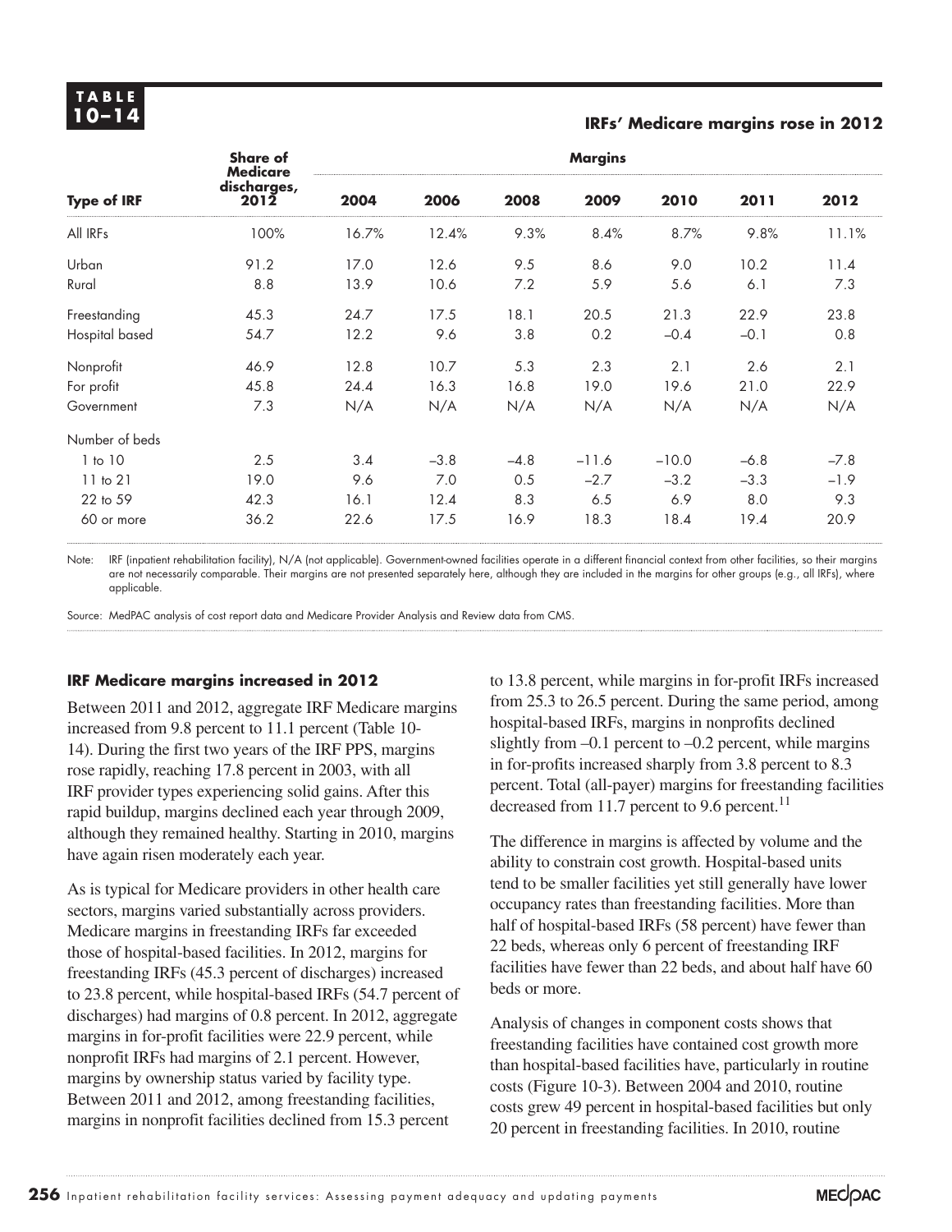**TABLE 10–14**

**IRFs' Medicare margins rose in 2012**

| Type of IRF | Share of Medicare discharges, 2012 | Margins | | | | | | |
|---|---|---|---|---|---|---|---|---|
| | | 2004 | 2006 | 2008 | 2009 | 2010 | 2011 | 2012 |
| All IRFs | 100% | 16.7% | 12.4% | 9.3% | 8.4% | 8.7% | 9.8% | 11.1% |
| Urban | 91.2 | 17.0 | 12.6 | 9.5 | 8.6 | 9.0 | 10.2 | 11.4 |
| Rural | 8.8 | 13.9 | 10.6 | 7.2 | 5.9 | 5.6 | 6.1 | 7.3 |
| Freestanding | 45.3 | 24.7 | 17.5 | 18.1 | 20.5 | 21.3 | 22.9 | 23.8 |
| Hospital based | 54.7 | 12.2 | 9.6 | 3.8 | 0.2 | –0.4 | –0.1 | 0.8 |
| Nonprofit | 46.9 | 12.8 | 10.7 | 5.3 | 2.3 | 2.1 | 2.6 | 2.1 |
| For profit | 45.8 | 24.4 | 16.3 | 16.8 | 19.0 | 19.6 | 21.0 | 22.9 |
| Government | 7.3 | N/A | N/A | N/A | N/A | N/A | N/A | N/A |
| Number of beds | | | | | | | | |
| 1 to 10 | 2.5 | 3.4 | –3.8 | –4.8 | –11.6 | –10.0 | –6.8 | –7.8 |
| 11 to 21 | 19.0 | 9.6 | 7.0 | 0.5 | –2.7 | –3.2 | –3.3 | –1.9 |
| 22 to 59 | 42.3 | 16.1 | 12.4 | 8.3 | 6.5 | 6.9 | 8.0 | 9.3 |
| 60 or more | 36.2 | 22.6 | 17.5 | 16.9 | 18.3 | 18.4 | 19.4 | 20.9 |

Note: IRF (inpatient rehabilitation facility), N/A (not applicable). Government-owned facilities operate in a different financial context from other facilities, so their margins are not necessarily comparable. Their margins are not presented separately here, although they are included in the margins for other groups (e.g., all IRFs), where applicable.

Source: MedPAC analysis of cost report data and Medicare Provider Analysis and Review data from CMS.

### IRF Medicare margins increased in 2012

Between 2011 and 2012, aggregate IRF Medicare margins increased from 9.8 percent to 11.1 percent (Table 10-14). During the first two years of the IRF PPS, margins rose rapidly, reaching 17.8 percent in 2003, with all IRF provider types experiencing solid gains. After this rapid buildup, margins declined each year through 2009, although they remained healthy. Starting in 2010, margins have again risen moderately each year.

As is typical for Medicare providers in other health care sectors, margins varied substantially across providers. Medicare margins in freestanding IRFs far exceeded those of hospital-based facilities. In 2012, margins for freestanding IRFs (45.3 percent of discharges) increased to 23.8 percent, while hospital-based IRFs (54.7 percent of discharges) had margins of 0.8 percent. In 2012, aggregate margins in for-profit facilities were 22.9 percent, while nonprofit IRFs had margins of 2.1 percent. However, margins by ownership status varied by facility type. Between 2011 and 2012, among freestanding facilities, margins in nonprofit facilities declined from 15.3 percent to 13.8 percent, while margins in for-profit IRFs increased from 25.3 to 26.5 percent. During the same period, among hospital-based IRFs, margins in nonprofits declined slightly from –0.1 percent to –0.2 percent, while margins in for-profits increased sharply from 3.8 percent to 8.3 percent. Total (all-payer) margins for freestanding facilities decreased from 11.7 percent to 9.6 percent.[11]

The difference in margins is affected by volume and the ability to constrain cost growth. Hospital-based units tend to be smaller facilities yet still generally have lower occupancy rates than freestanding facilities. More than half of hospital-based IRFs (58 percent) have fewer than 22 beds, whereas only 6 percent of freestanding IRF facilities have fewer than 22 beds, and about half have 60 beds or more.

Analysis of changes in component costs shows that freestanding facilities have contained cost growth more than hospital-based facilities have, particularly in routine costs (Figure 10-3). Between 2004 and 2010, routine costs grew 49 percent in hospital-based facilities but only 20 percent in freestanding facilities. In 2010, routine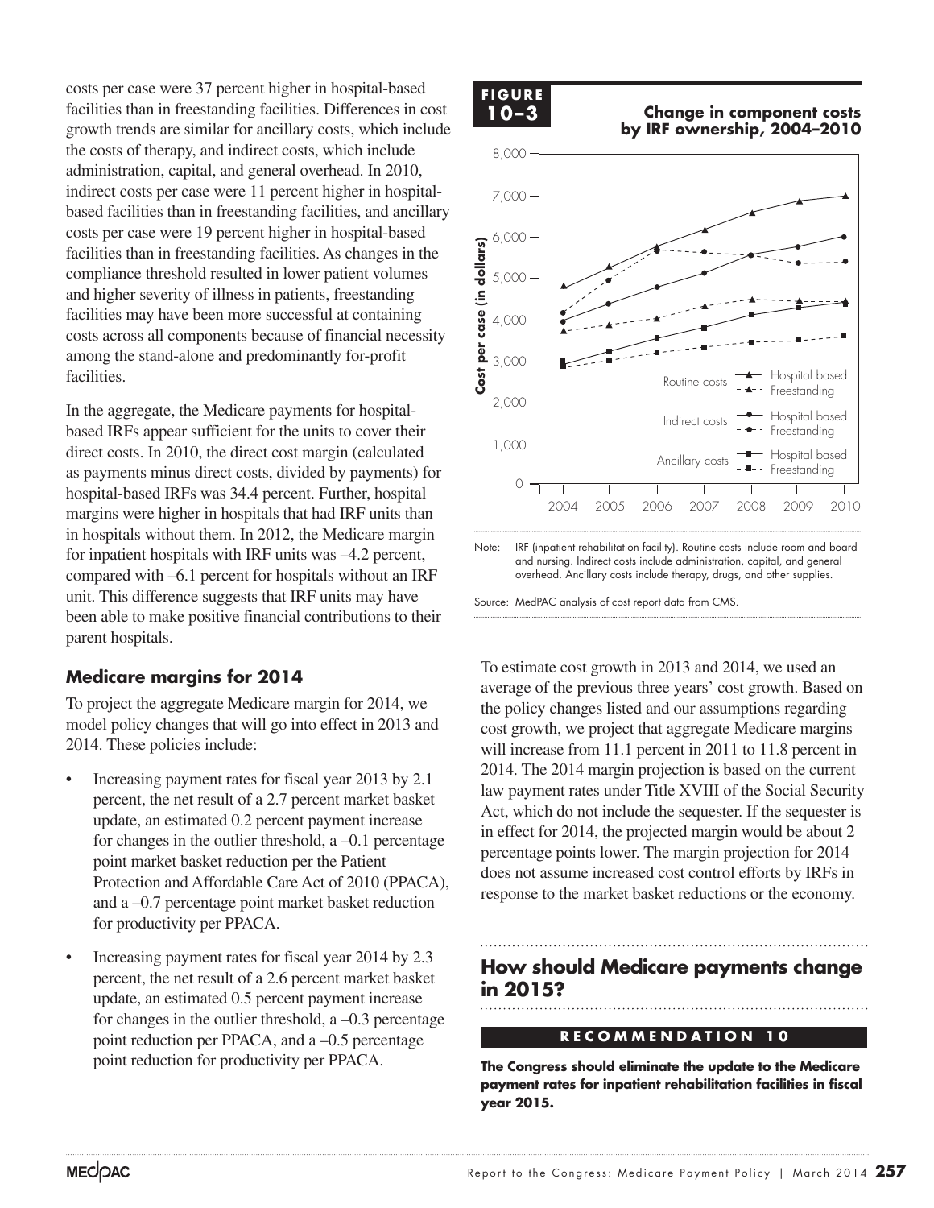costs per case were 37 percent higher in hospital-based facilities than in freestanding facilities. Differences in cost growth trends are similar for ancillary costs, which include the costs of therapy, and indirect costs, which include administration, capital, and general overhead. In 2010, indirect costs per case were 11 percent higher in hospital-based facilities than in freestanding facilities, and ancillary costs per case were 19 percent higher in hospital-based facilities than in freestanding facilities. As changes in the compliance threshold resulted in lower patient volumes and higher severity of illness in patients, freestanding facilities may have been more successful at containing costs across all components because of financial necessity among the stand-alone and predominantly for-profit facilities.

In the aggregate, the Medicare payments for hospital-based IRFs appear sufficient for the units to cover their direct costs. In 2010, the direct cost margin (calculated as payments minus direct costs, divided by payments) for hospital-based IRFs was 34.4 percent. Further, hospital margins were higher in hospitals that had IRF units than in hospitals without them. In 2012, the Medicare margin for inpatient hospitals with IRF units was –4.2 percent, compared with –6.1 percent for hospitals without an IRF unit. This difference suggests that IRF units may have been able to make positive financial contributions to their parent hospitals.

**FIGURE 10–3**

**Change in component costs by IRF ownership, 2004–2010**

Note: IRF (inpatient rehabilitation facility). Routine costs include room and board and nursing. Indirect costs include administration, capital, and general overhead. Ancillary costs include therapy, drugs, and other supplies.

Source: MedPAC analysis of cost report data from CMS.

### Medicare margins for 2014

To project the aggregate Medicare margin for 2014, we model policy changes that will go into effect in 2013 and 2014. These policies include:

- Increasing payment rates for fiscal year 2013 by 2.1 percent, the net result of a 2.7 percent market basket update, an estimated 0.2 percent payment increase for changes in the outlier threshold, a –0.1 percentage point market basket reduction per the Patient Protection and Affordable Care Act of 2010 (PPACA), and a –0.7 percentage point market basket reduction for productivity per PPACA.
- Increasing payment rates for fiscal year 2014 by 2.3 percent, the net result of a 2.6 percent market basket update, an estimated 0.5 percent payment increase for changes in the outlier threshold, a –0.3 percentage point reduction per PPACA, and a –0.5 percentage point reduction for productivity per PPACA.

To estimate cost growth in 2013 and 2014, we used an average of the previous three years' cost growth. Based on the policy changes listed and our assumptions regarding cost growth, we project that aggregate Medicare margins will increase from 11.1 percent in 2011 to 11.8 percent in 2014. The 2014 margin projection is based on the current law payment rates under Title XVIII of the Social Security Act, which do not include the sequester. If the sequester is in effect for 2014, the projected margin would be about 2 percentage points lower. The margin projection for 2014 does not assume increased cost control efforts by IRFs in response to the market basket reductions or the economy.

## How should Medicare payments change in 2015?

**RECOMMENDATION 10**

**The Congress should eliminate the update to the Medicare payment rates for inpatient rehabilitation facilities in fiscal year 2015.**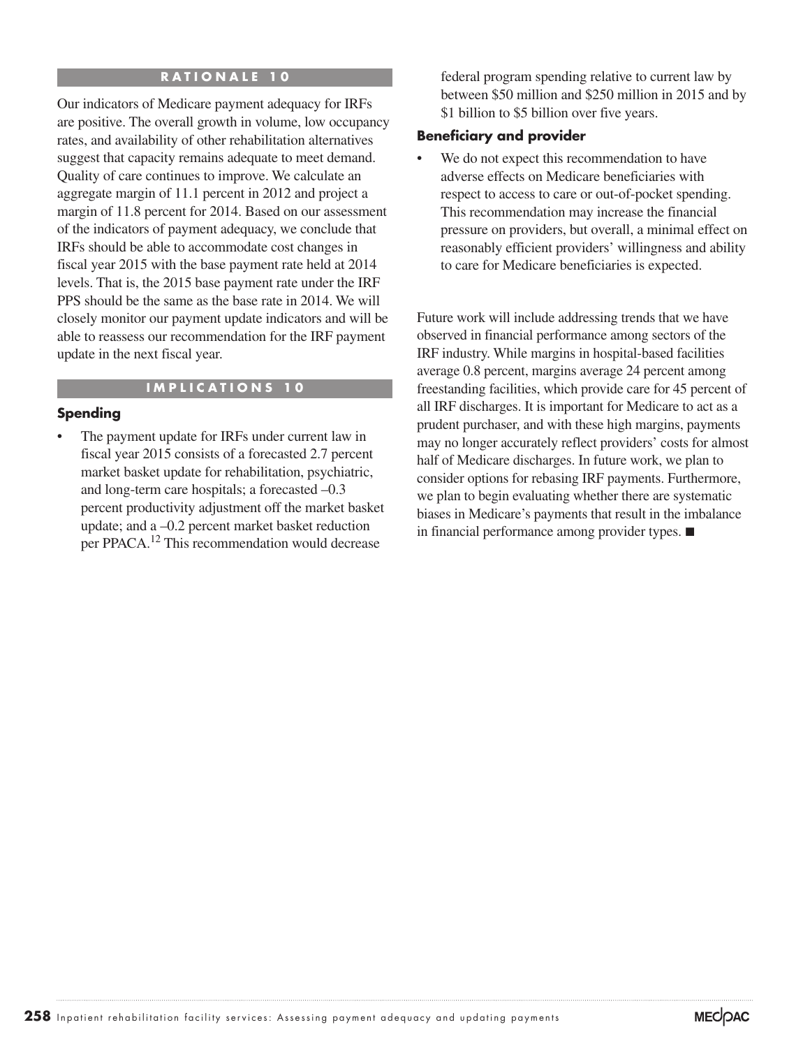## RATIONALE 10

Our indicators of Medicare payment adequacy for IRFs are positive. The overall growth in volume, low occupancy rates, and availability of other rehabilitation alternatives suggest that capacity remains adequate to meet demand. Quality of care continues to improve. We calculate an aggregate margin of 11.1 percent in 2012 and project a margin of 11.8 percent for 2014. Based on our assessment of the indicators of payment adequacy, we conclude that IRFs should be able to accommodate cost changes in fiscal year 2015 with the base payment rate held at 2014 levels. That is, the 2015 base payment rate under the IRF PPS should be the same as the base rate in 2014. We will closely monitor our payment update indicators and will be able to reassess our recommendation for the IRF payment update in the next fiscal year.

## IMPLICATIONS 10

### Spending

- The payment update for IRFs under current law in fiscal year 2015 consists of a forecasted 2.7 percent market basket update for rehabilitation, psychiatric, and long-term care hospitals; a forecasted –0.3 percent productivity adjustment off the market basket update; and a –0.2 percent market basket reduction per PPACA.[12] This recommendation would decrease federal program spending relative to current law by between $50 million and $250 million in 2015 and by $1 billion to $5 billion over five years.

### Beneficiary and provider

- We do not expect this recommendation to have adverse effects on Medicare beneficiaries with respect to access to care or out-of-pocket spending. This recommendation may increase the financial pressure on providers, but overall, a minimal effect on reasonably efficient providers' willingness and ability to care for Medicare beneficiaries is expected.

Future work will include addressing trends that we have observed in financial performance among sectors of the IRF industry. While margins in hospital-based facilities average 0.8 percent, margins average 24 percent among freestanding facilities, which provide care for 45 percent of all IRF discharges. It is important for Medicare to act as a prudent purchaser, and with these high margins, payments may no longer accurately reflect providers' costs for almost half of Medicare discharges. In future work, we plan to consider options for rebasing IRF payments. Furthermore, we plan to begin evaluating whether there are systematic biases in Medicare's payments that result in the imbalance in financial performance among provider types. ■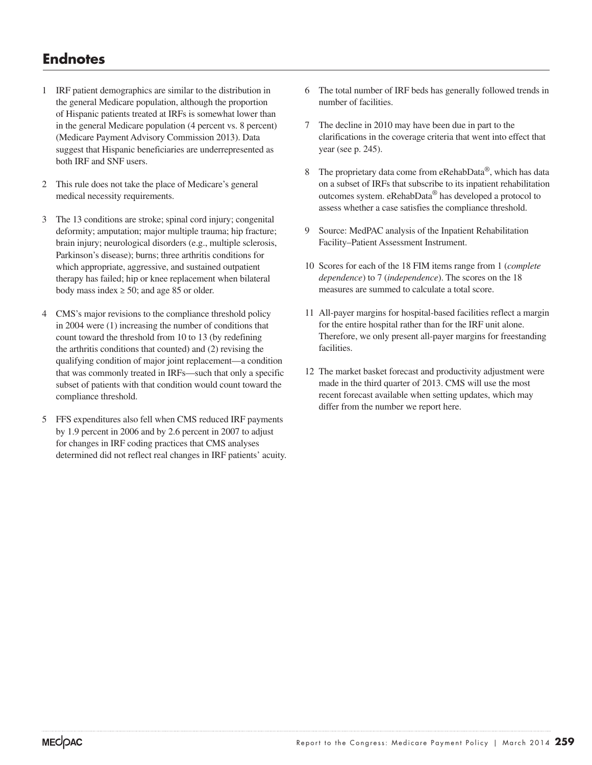## Endnotes

1. IRF patient demographics are similar to the distribution in the general Medicare population, although the proportion of Hispanic patients treated at IRFs is somewhat lower than in the general Medicare population (4 percent vs. 8 percent) (Medicare Payment Advisory Commission 2013). Data suggest that Hispanic beneficiaries are underrepresented as both IRF and SNF users.

2. This rule does not take the place of Medicare's general medical necessity requirements.

3. The 13 conditions are stroke; spinal cord injury; congenital deformity; amputation; major multiple trauma; hip fracture; brain injury; neurological disorders (e.g., multiple sclerosis, Parkinson's disease); burns; three arthritis conditions for which appropriate, aggressive, and sustained outpatient therapy has failed; hip or knee replacement when bilateral body mass index ≥ 50; and age 85 or older.

4. CMS's major revisions to the compliance threshold policy in 2004 were (1) increasing the number of conditions that count toward the threshold from 10 to 13 (by redefining the arthritis conditions that counted) and (2) revising the qualifying condition of major joint replacement—a condition that was commonly treated in IRFs—such that only a specific subset of patients with that condition would count toward the compliance threshold.

5. FFS expenditures also fell when CMS reduced IRF payments by 1.9 percent in 2006 and by 2.6 percent in 2007 to adjust for changes in IRF coding practices that CMS analyses determined did not reflect real changes in IRF patients' acuity.

6. The total number of IRF beds has generally followed trends in number of facilities.

7. The decline in 2010 may have been due in part to the clarifications in the coverage criteria that went into effect that year (see p. 245).

8. The proprietary data come from eRehabData®, which has data on a subset of IRFs that subscribe to its inpatient rehabilitation outcomes system. eRehabData® has developed a protocol to assess whether a case satisfies the compliance threshold.

9. Source: MedPAC analysis of the Inpatient Rehabilitation Facility–Patient Assessment Instrument.

10. Scores for each of the 18 FIM items range from 1 (*complete dependence*) to 7 (*independence*). The scores on the 18 measures are summed to calculate a total score.

11. All-payer margins for hospital-based facilities reflect a margin for the entire hospital rather than for the IRF unit alone. Therefore, we only present all-payer margins for freestanding facilities.

12. The market basket forecast and productivity adjustment were made in the third quarter of 2013. CMS will use the most recent forecast available when setting updates, which may differ from the number we report here.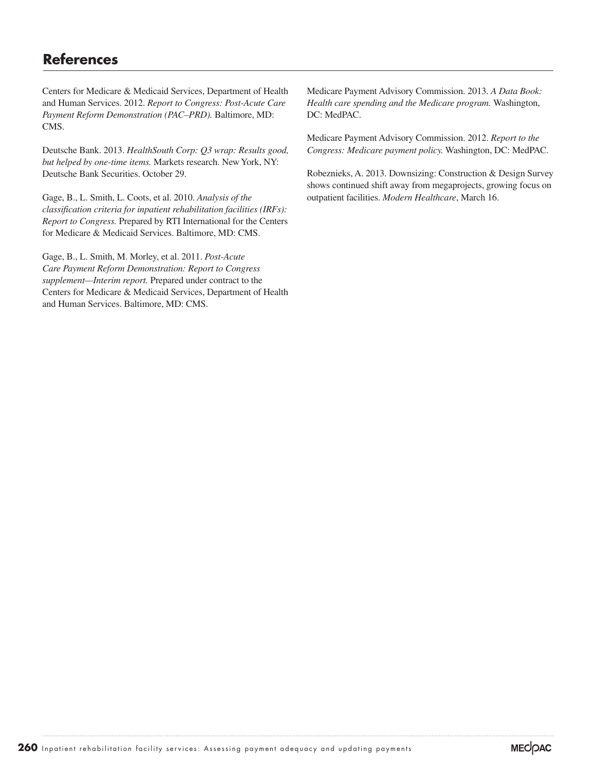## References

Centers for Medicare & Medicaid Services, Department of Health and Human Services. 2012. *Report to Congress: Post-Acute Care Payment Reform Demonstration (PAC–PRD).* Baltimore, MD: CMS.

Deutsche Bank. 2013. *HealthSouth Corp: Q3 wrap: Results good, but helped by one-time items.* Markets research. New York, NY: Deutsche Bank Securities. October 29.

Gage, B., L. Smith, L. Coots, et al. 2010. *Analysis of the classification criteria for inpatient rehabilitation facilities (IRFs): Report to Congress.* Prepared by RTI International for the Centers for Medicare & Medicaid Services. Baltimore, MD: CMS.

Gage, B., L. Smith, M. Morley, et al. 2011. *Post-Acute Care Payment Reform Demonstration: Report to Congress supplement—Interim report.* Prepared under contract to the Centers for Medicare & Medicaid Services, Department of Health and Human Services. Baltimore, MD: CMS.

Medicare Payment Advisory Commission. 2013. *A Data Book: Health care spending and the Medicare program.* Washington, DC: MedPAC.

Medicare Payment Advisory Commission. 2012. *Report to the Congress: Medicare payment policy.* Washington, DC: MedPAC.

Robeznieks, A. 2013. Downsizing: Construction & Design Survey shows continued shift away from megaprojects, growing focus on outpatient facilities. *Modern Healthcare*, March 16.